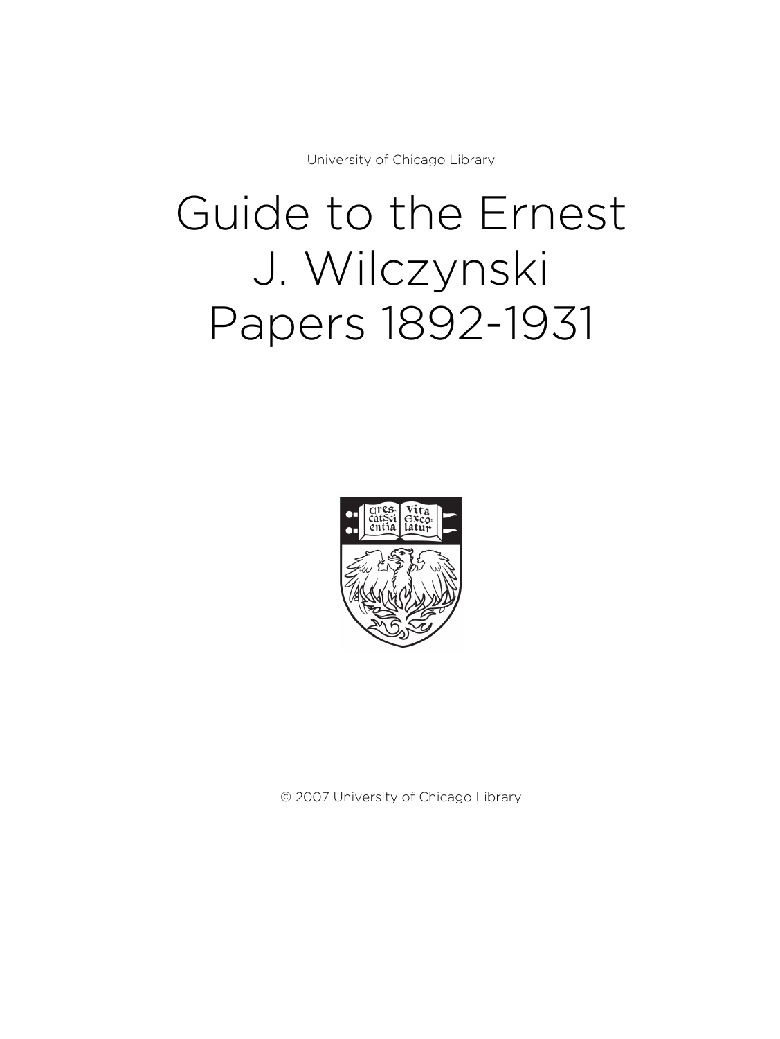University of Chicago Library

# Guide to the Ernest J. Wilczynski Papers 1892-1931

© 2007 University of Chicago Library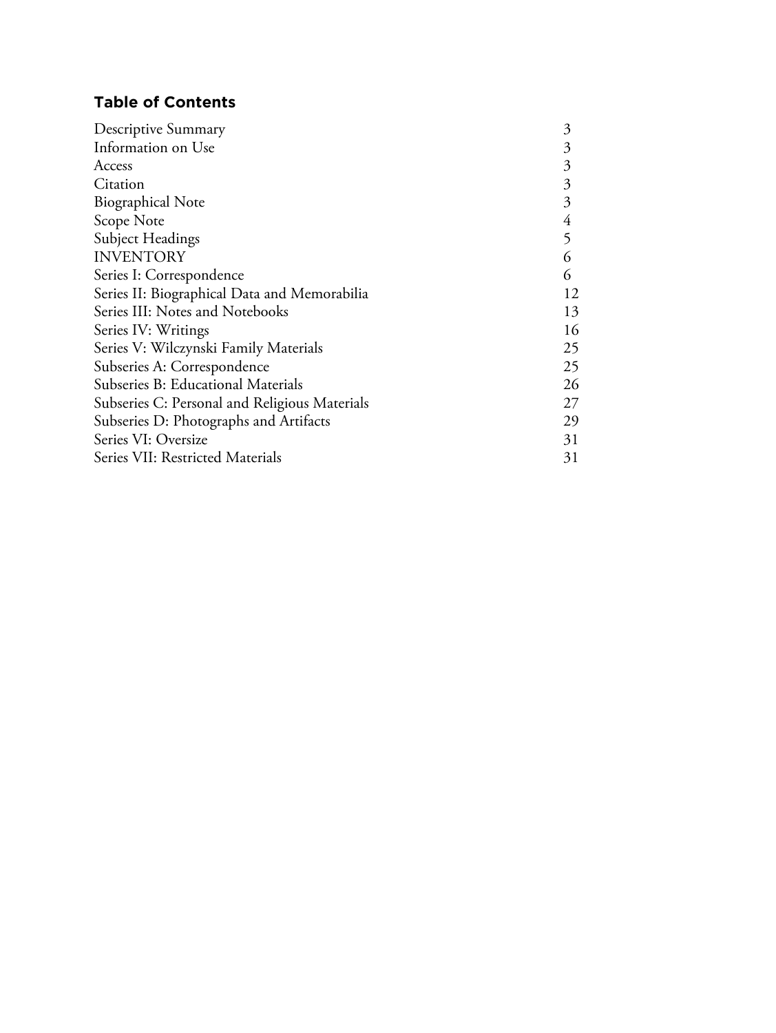## Table of Contents

| | |
|---|---|
| Descriptive Summary | 3 |
| Information on Use | 3 |
| Access | 3 |
| Citation | 3 |
| Biographical Note | 3 |
| Scope Note | 4 |
| Subject Headings | 5 |
| INVENTORY | 6 |
| Series I: Correspondence | 6 |
| Series II: Biographical Data and Memorabilia | 12 |
| Series III: Notes and Notebooks | 13 |
| Series IV: Writings | 16 |
| Series V: Wilczynski Family Materials | 25 |
| Subseries A: Correspondence | 25 |
| Subseries B: Educational Materials | 26 |
| Subseries C: Personal and Religious Materials | 27 |
| Subseries D: Photographs and Artifacts | 29 |
| Series VI: Oversize | 31 |
| Series VII: Restricted Materials | 31 |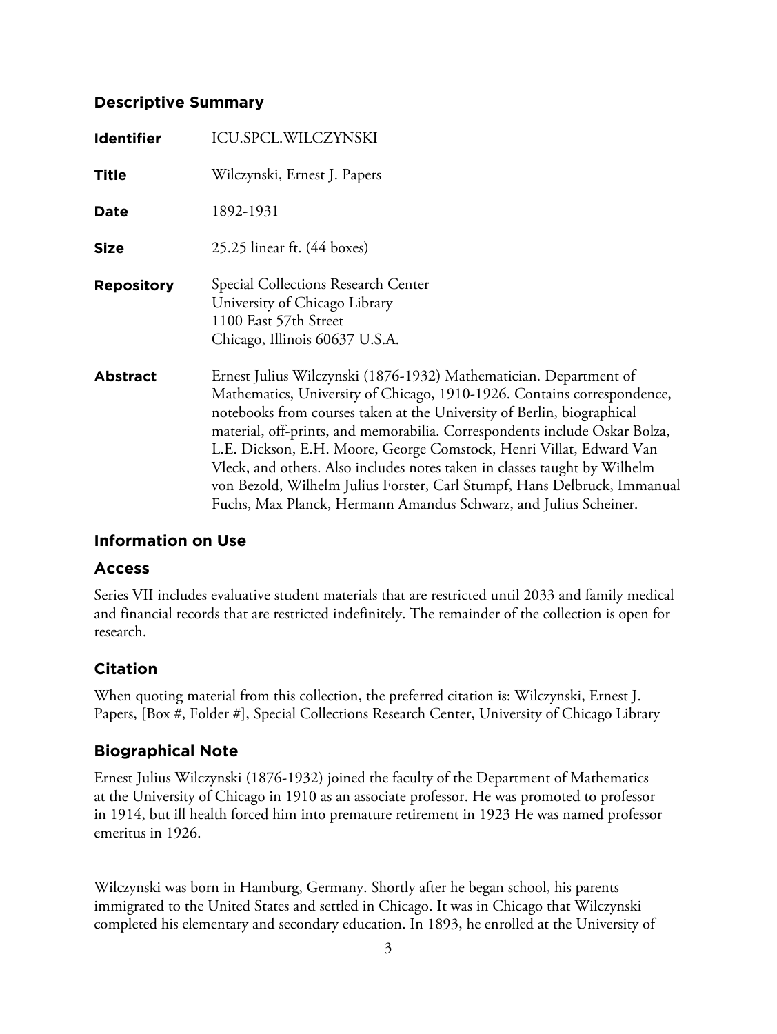## Descriptive Summary

| | |
|---|---|
| **Identifier** | ICU.SPCL.WILCZYNSKI |
| **Title** | Wilczynski, Ernest J. Papers |
| **Date** | 1892-1931 |
| **Size** | 25.25 linear ft. (44 boxes) |
| **Repository** | Special Collections Research Center<br>University of Chicago Library<br>1100 East 57th Street<br>Chicago, Illinois 60637 U.S.A. |
| **Abstract** | Ernest Julius Wilczynski (1876-1932) Mathematician. Department of Mathematics, University of Chicago, 1910-1926. Contains correspondence, notebooks from courses taken at the University of Berlin, biographical material, off-prints, and memorabilia. Correspondents include Oskar Bolza, L.E. Dickson, E.H. Moore, George Comstock, Henri Villat, Edward Van Vleck, and others. Also includes notes taken in classes taught by Wilhelm von Bezold, Wilhelm Julius Forster, Carl Stumpf, Hans Delbruck, Immanual Fuchs, Max Planck, Hermann Amandus Schwarz, and Julius Scheiner. |

## Information on Use

### Access

Series VII includes evaluative student materials that are restricted until 2033 and family medical and financial records that are restricted indefinitely. The remainder of the collection is open for research.

## Citation

When quoting material from this collection, the preferred citation is: Wilczynski, Ernest J. Papers, [Box #, Folder #], Special Collections Research Center, University of Chicago Library

## Biographical Note

Ernest Julius Wilczynski (1876-1932) joined the faculty of the Department of Mathematics at the University of Chicago in 1910 as an associate professor. He was promoted to professor in 1914, but ill health forced him into premature retirement in 1923 He was named professor emeritus in 1926.

Wilczynski was born in Hamburg, Germany. Shortly after he began school, his parents immigrated to the United States and settled in Chicago. It was in Chicago that Wilczynski completed his elementary and secondary education. In 1893, he enrolled at the University of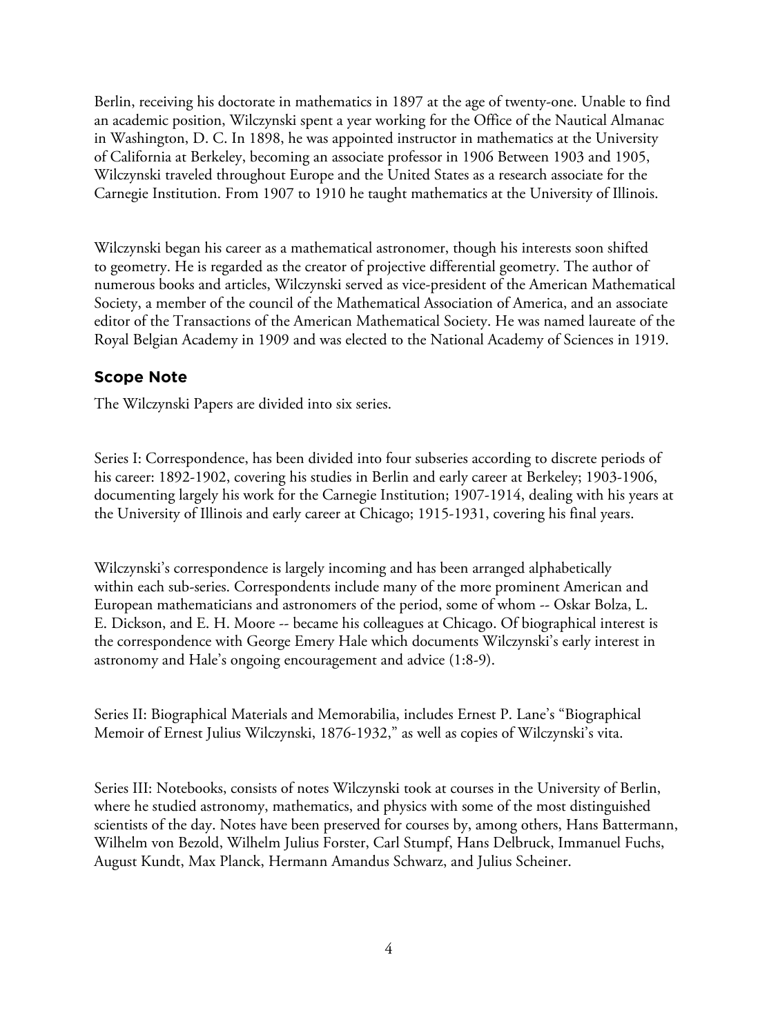Berlin, receiving his doctorate in mathematics in 1897 at the age of twenty-one. Unable to find an academic position, Wilczynski spent a year working for the Office of the Nautical Almanac in Washington, D. C. In 1898, he was appointed instructor in mathematics at the University of California at Berkeley, becoming an associate professor in 1906 Between 1903 and 1905, Wilczynski traveled throughout Europe and the United States as a research associate for the Carnegie Institution. From 1907 to 1910 he taught mathematics at the University of Illinois.

Wilczynski began his career as a mathematical astronomer, though his interests soon shifted to geometry. He is regarded as the creator of projective differential geometry. The author of numerous books and articles, Wilczynski served as vice-president of the American Mathematical Society, a member of the council of the Mathematical Association of America, and an associate editor of the Transactions of the American Mathematical Society. He was named laureate of the Royal Belgian Academy in 1909 and was elected to the National Academy of Sciences in 1919.

## Scope Note

The Wilczynski Papers are divided into six series.

Series I: Correspondence, has been divided into four subseries according to discrete periods of his career: 1892-1902, covering his studies in Berlin and early career at Berkeley; 1903-1906, documenting largely his work for the Carnegie Institution; 1907-1914, dealing with his years at the University of Illinois and early career at Chicago; 1915-1931, covering his final years.

Wilczynski's correspondence is largely incoming and has been arranged alphabetically within each sub-series. Correspondents include many of the more prominent American and European mathematicians and astronomers of the period, some of whom -- Oskar Bolza, L. E. Dickson, and E. H. Moore -- became his colleagues at Chicago. Of biographical interest is the correspondence with George Emery Hale which documents Wilczynski's early interest in astronomy and Hale's ongoing encouragement and advice (1:8-9).

Series II: Biographical Materials and Memorabilia, includes Ernest P. Lane's "Biographical Memoir of Ernest Julius Wilczynski, 1876-1932," as well as copies of Wilczynski's vita.

Series III: Notebooks, consists of notes Wilczynski took at courses in the University of Berlin, where he studied astronomy, mathematics, and physics with some of the most distinguished scientists of the day. Notes have been preserved for courses by, among others, Hans Battermann, Wilhelm von Bezold, Wilhelm Julius Forster, Carl Stumpf, Hans Delbruck, Immanuel Fuchs, August Kundt, Max Planck, Hermann Amandus Schwarz, and Julius Scheiner.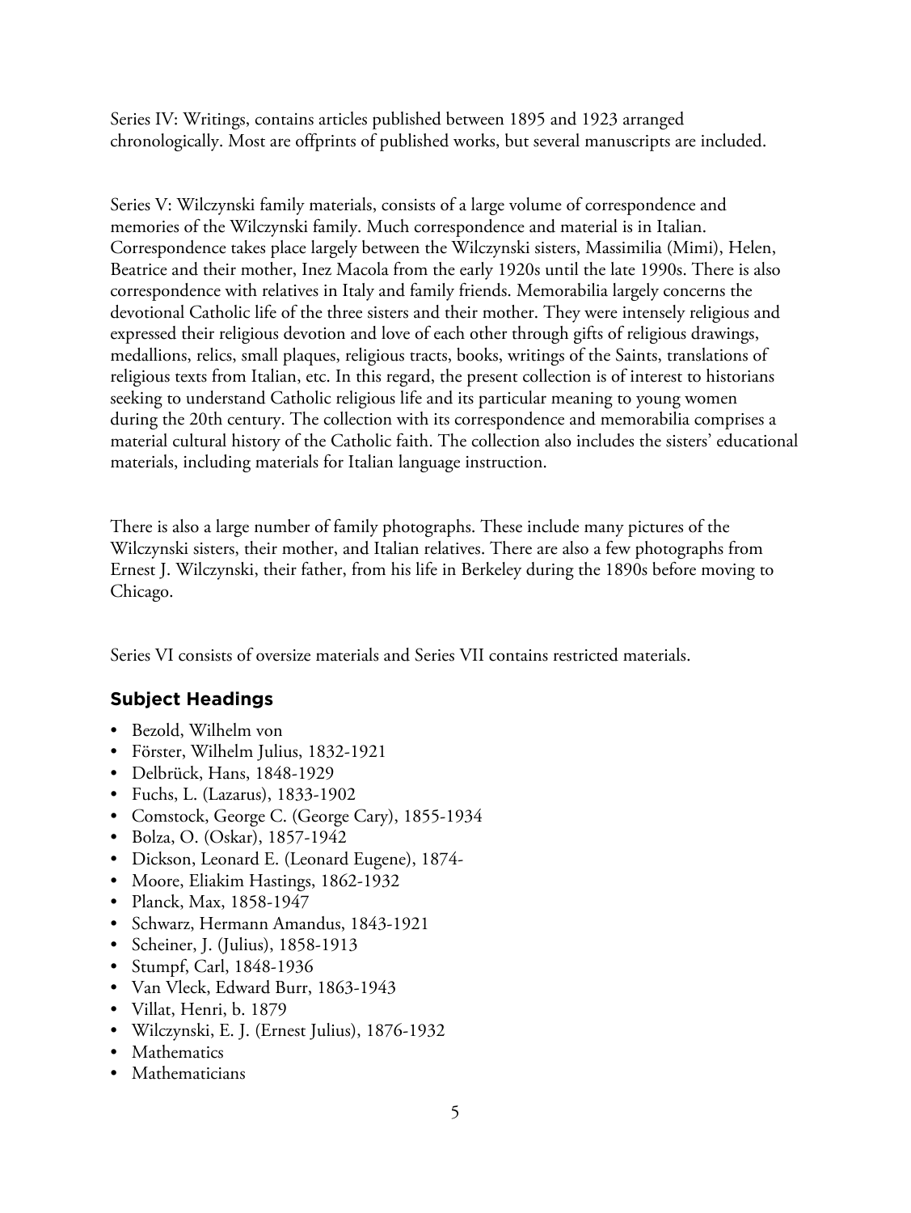Series IV: Writings, contains articles published between 1895 and 1923 arranged chronologically. Most are offprints of published works, but several manuscripts are included.

Series V: Wilczynski family materials, consists of a large volume of correspondence and memories of the Wilczynski family. Much correspondence and material is in Italian. Correspondence takes place largely between the Wilczynski sisters, Massimilia (Mimi), Helen, Beatrice and their mother, Inez Macola from the early 1920s until the late 1990s. There is also correspondence with relatives in Italy and family friends. Memorabilia largely concerns the devotional Catholic life of the three sisters and their mother. They were intensely religious and expressed their religious devotion and love of each other through gifts of religious drawings, medallions, relics, small plaques, religious tracts, books, writings of the Saints, translations of religious texts from Italian, etc. In this regard, the present collection is of interest to historians seeking to understand Catholic religious life and its particular meaning to young women during the 20th century. The collection with its correspondence and memorabilia comprises a material cultural history of the Catholic faith. The collection also includes the sisters' educational materials, including materials for Italian language instruction.

There is also a large number of family photographs. These include many pictures of the Wilczynski sisters, their mother, and Italian relatives. There are also a few photographs from Ernest J. Wilczynski, their father, from his life in Berkeley during the 1890s before moving to Chicago.

Series VI consists of oversize materials and Series VII contains restricted materials.

## Subject Headings

- Bezold, Wilhelm von
- Förster, Wilhelm Julius, 1832-1921
- Delbrück, Hans, 1848-1929
- Fuchs, L. (Lazarus), 1833-1902
- Comstock, George C. (George Cary), 1855-1934
- Bolza, O. (Oskar), 1857-1942
- Dickson, Leonard E. (Leonard Eugene), 1874-
- Moore, Eliakim Hastings, 1862-1932
- Planck, Max, 1858-1947
- Schwarz, Hermann Amandus, 1843-1921
- Scheiner, J. (Julius), 1858-1913
- Stumpf, Carl, 1848-1936
- Van Vleck, Edward Burr, 1863-1943
- Villat, Henri, b. 1879
- Wilczynski, E. J. (Ernest Julius), 1876-1932
- Mathematics
- Mathematicians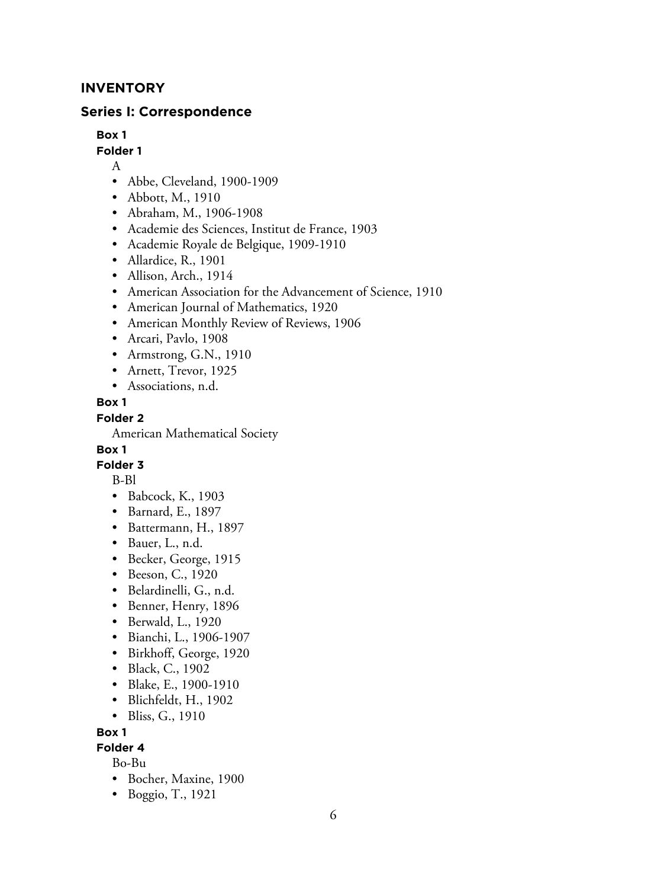## INVENTORY

### Series I: Correspondence

**Box 1**

**Folder 1**

A

- Abbe, Cleveland, 1900-1909
- Abbott, M., 1910
- Abraham, M., 1906-1908
- Academie des Sciences, Institut de France, 1903
- Academie Royale de Belgique, 1909-1910
- Allardice, R., 1901
- Allison, Arch., 1914
- American Association for the Advancement of Science, 1910
- American Journal of Mathematics, 1920
- American Monthly Review of Reviews, 1906
- Arcari, Pavlo, 1908
- Armstrong, G.N., 1910
- Arnett, Trevor, 1925
- Associations, n.d.

**Box 1**

**Folder 2**

American Mathematical Society

**Box 1**

**Folder 3**

B-Bl

- Babcock, K., 1903
- Barnard, E., 1897
- Battermann, H., 1897
- Bauer, L., n.d.
- Becker, George, 1915
- Beeson, C., 1920
- Belardinelli, G., n.d.
- Benner, Henry, 1896
- Berwald, L., 1920
- Bianchi, L., 1906-1907
- Birkhoff, George, 1920
- Black, C., 1902
- Blake, E., 1900-1910
- Blichfeldt, H., 1902
- Bliss, G., 1910

**Box 1**

**Folder 4**

Bo-Bu

- Bocher, Maxine, 1900
- Boggio, T., 1921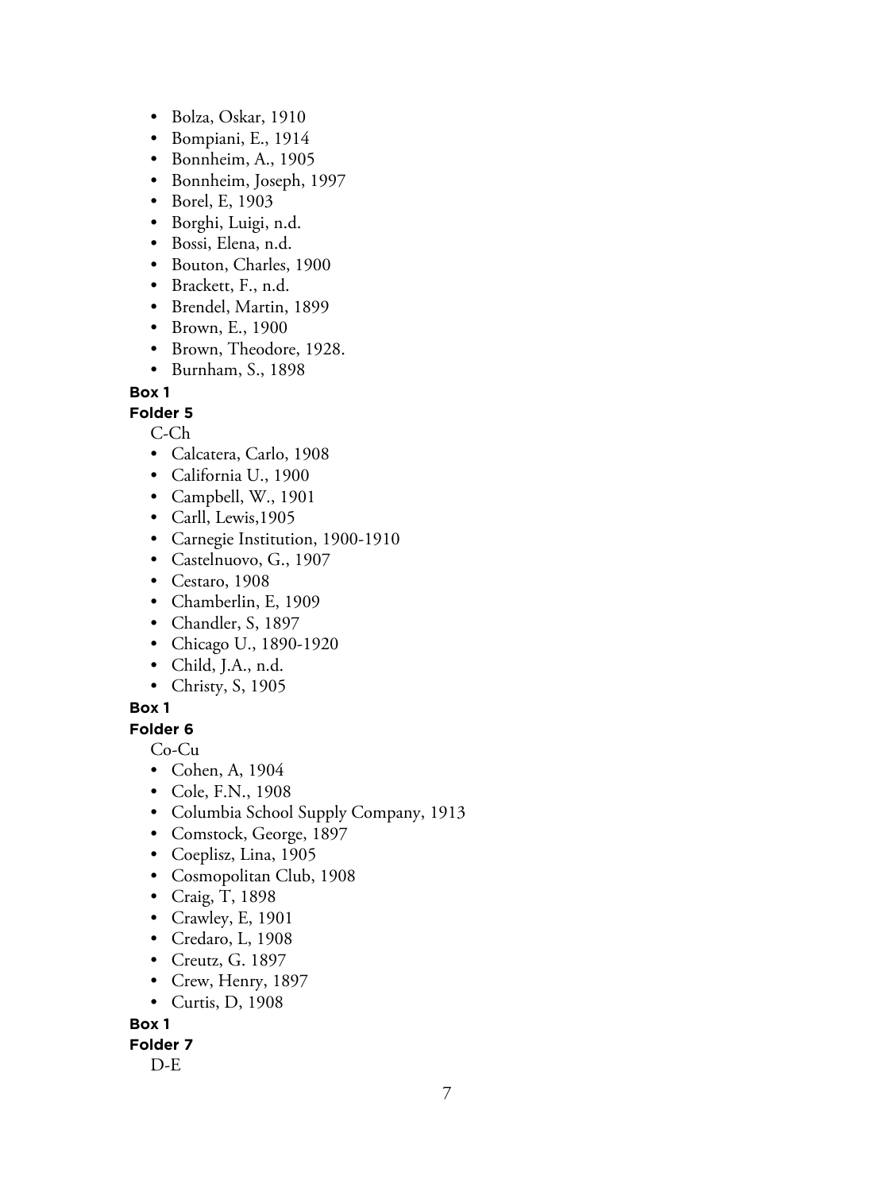- Bolza, Oskar, 1910
- Bompiani, E., 1914
- Bonnheim, A., 1905
- Bonnheim, Joseph, 1997
- Borel, E, 1903
- Borghi, Luigi, n.d.
- Bossi, Elena, n.d.
- Bouton, Charles, 1900
- Brackett, F., n.d.
- Brendel, Martin, 1899
- Brown, E., 1900
- Brown, Theodore, 1928.
- Burnham, S., 1898

**Box 1**

**Folder 5**

C-Ch

- Calcatera, Carlo, 1908
- California U., 1900
- Campbell, W., 1901
- Carll, Lewis,1905
- Carnegie Institution, 1900-1910
- Castelnuovo, G., 1907
- Cestaro, 1908
- Chamberlin, E, 1909
- Chandler, S, 1897
- Chicago U., 1890-1920
- Child, J.A., n.d.
- Christy, S, 1905

**Box 1**

**Folder 6**

Co-Cu

- Cohen, A, 1904
- Cole, F.N., 1908
- Columbia School Supply Company, 1913
- Comstock, George, 1897
- Coeplisz, Lina, 1905
- Cosmopolitan Club, 1908
- Craig, T, 1898
- Crawley, E, 1901
- Credaro, L, 1908
- Creutz, G. 1897
- Crew, Henry, 1897
- Curtis, D, 1908

**Box 1**

**Folder 7**

D-E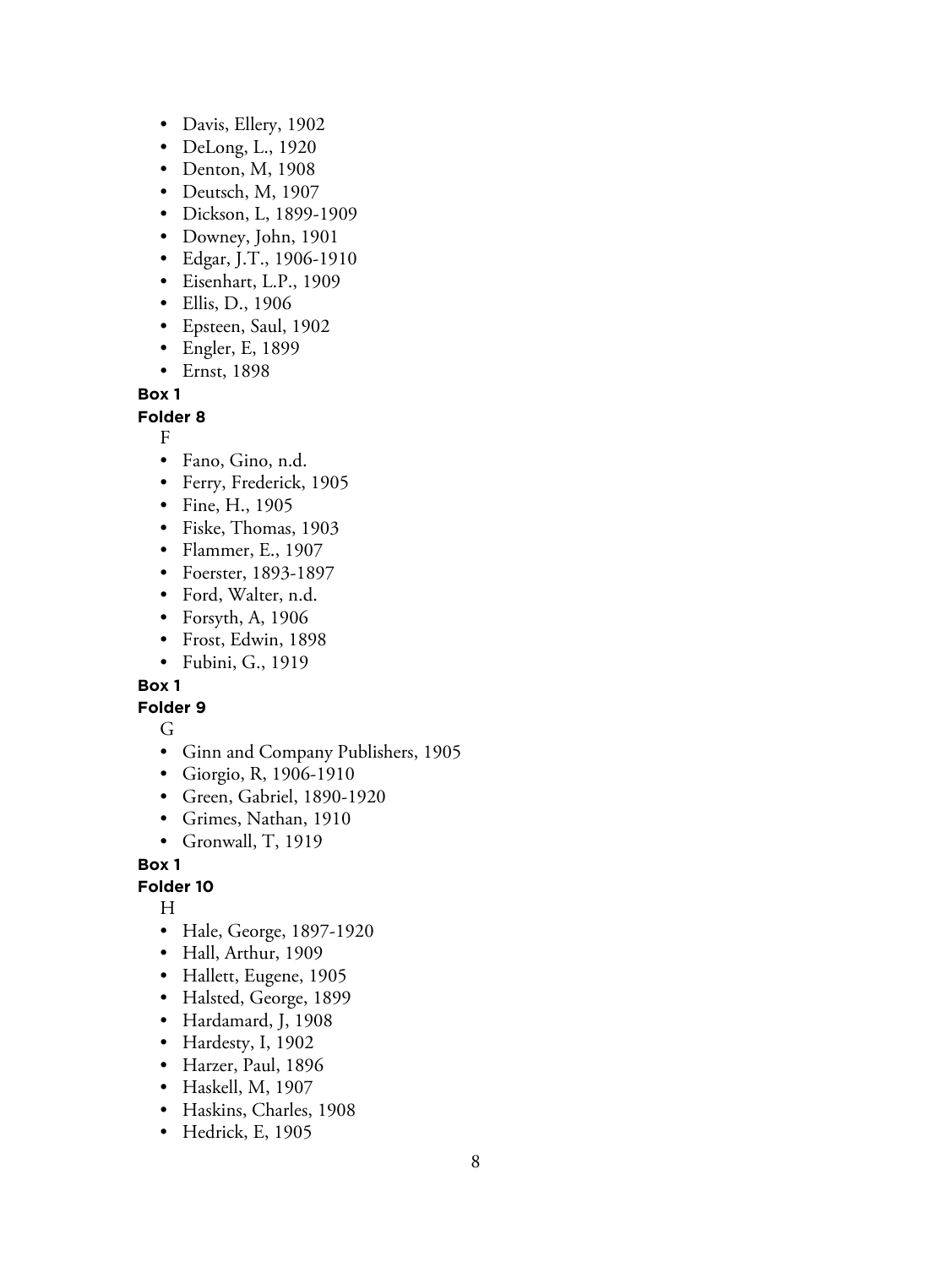- Davis, Ellery, 1902
- DeLong, L., 1920
- Denton, M, 1908
- Deutsch, M, 1907
- Dickson, L, 1899-1909
- Downey, John, 1901
- Edgar, J.T., 1906-1910
- Eisenhart, L.P., 1909
- Ellis, D., 1906
- Epsteen, Saul, 1902
- Engler, E, 1899
- Ernst, 1898

**Box 1**

**Folder 8**

F

- Fano, Gino, n.d.
- Ferry, Frederick, 1905
- Fine, H., 1905
- Fiske, Thomas, 1903
- Flammer, E., 1907
- Foerster, 1893-1897
- Ford, Walter, n.d.
- Forsyth, A, 1906
- Frost, Edwin, 1898
- Fubini, G., 1919

**Box 1**

**Folder 9**

G

- Ginn and Company Publishers, 1905
- Giorgio, R, 1906-1910
- Green, Gabriel, 1890-1920
- Grimes, Nathan, 1910
- Gronwall, T, 1919

**Box 1**

**Folder 10**

H

- Hale, George, 1897-1920
- Hall, Arthur, 1909
- Hallett, Eugene, 1905
- Halsted, George, 1899
- Hardamard, J, 1908
- Hardesty, I, 1902
- Harzer, Paul, 1896
- Haskell, M, 1907
- Haskins, Charles, 1908
- Hedrick, E, 1905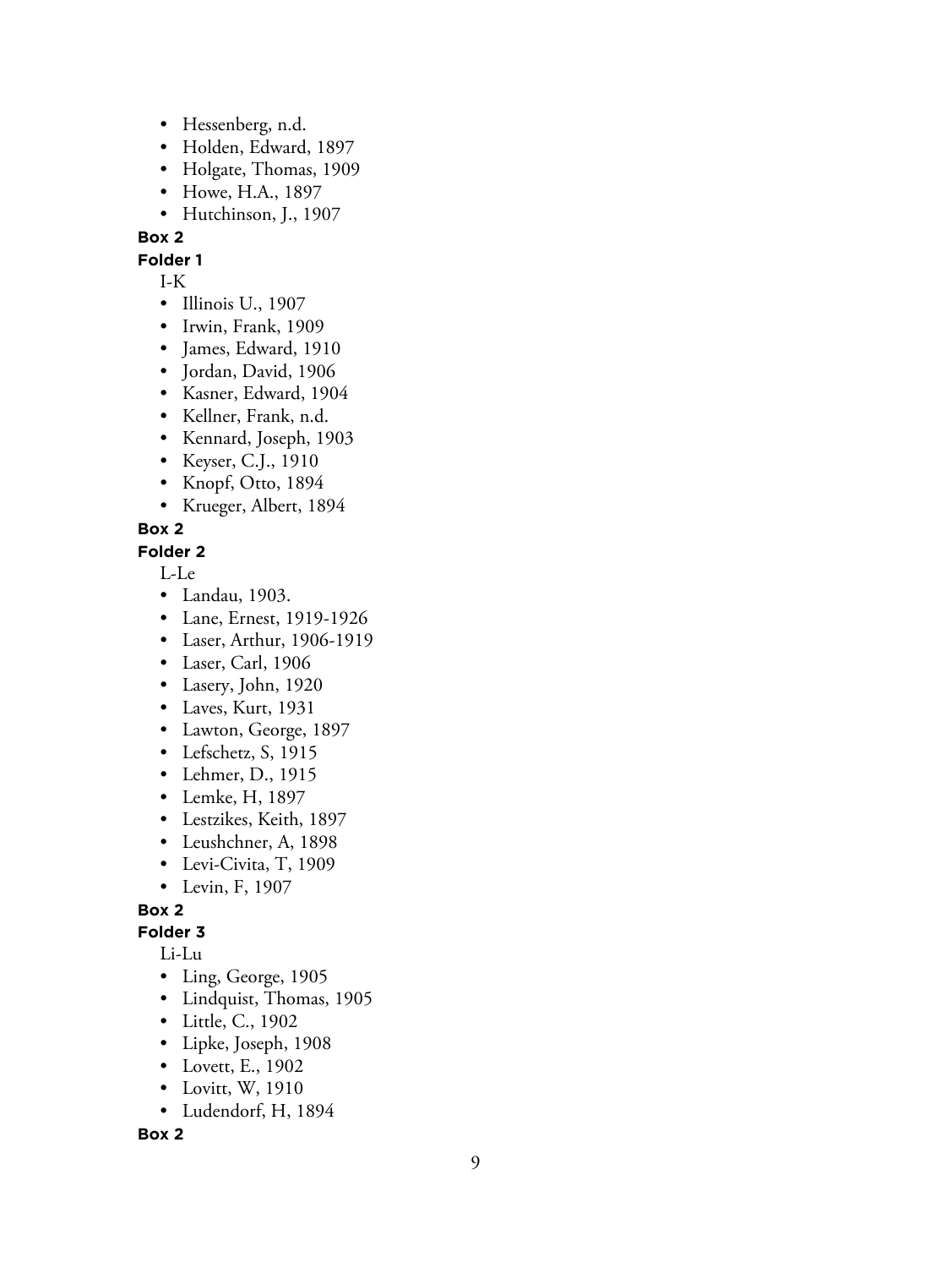- Hessenberg, n.d.
- Holden, Edward, 1897
- Holgate, Thomas, 1909
- Howe, H.A., 1897
- Hutchinson, J., 1907

**Box 2**

**Folder 1**

I-K

- Illinois U., 1907
- Irwin, Frank, 1909
- James, Edward, 1910
- Jordan, David, 1906
- Kasner, Edward, 1904
- Kellner, Frank, n.d.
- Kennard, Joseph, 1903
- Keyser, C.J., 1910
- Knopf, Otto, 1894
- Krueger, Albert, 1894

**Box 2**

**Folder 2**

L-Le

- Landau, 1903.
- Lane, Ernest, 1919-1926
- Laser, Arthur, 1906-1919
- Laser, Carl, 1906
- Lasery, John, 1920
- Laves, Kurt, 1931
- Lawton, George, 1897
- Lefschetz, S, 1915
- Lehmer, D., 1915
- Lemke, H, 1897
- Lestzikes, Keith, 1897
- Leushchner, A, 1898
- Levi-Civita, T, 1909
- Levin, F, 1907

**Box 2**

**Folder 3**

Li-Lu

- Ling, George, 1905
- Lindquist, Thomas, 1905
- Little, C., 1902
- Lipke, Joseph, 1908
- Lovett, E., 1902
- Lovitt, W, 1910
- Ludendorf, H, 1894

**Box 2**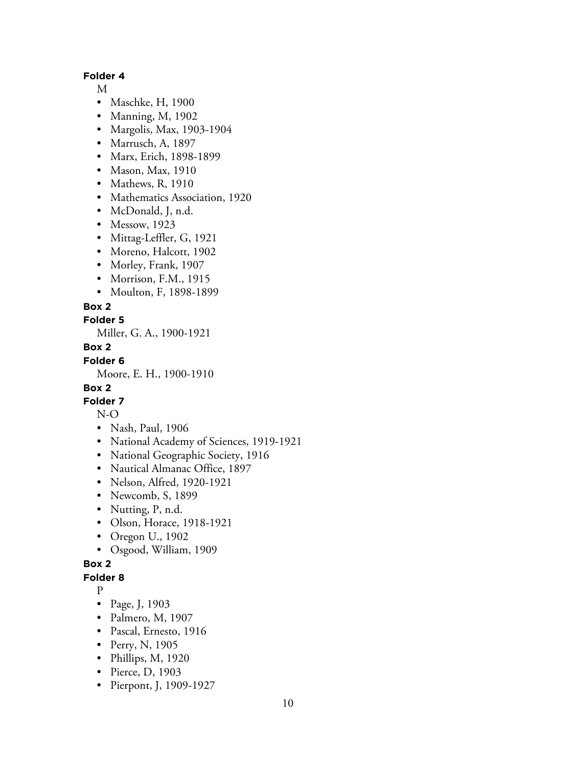**Folder 4**

M

- Maschke, H, 1900
- Manning, M, 1902
- Margolis, Max, 1903-1904
- Marrusch, A, 1897
- Marx, Erich, 1898-1899
- Mason, Max, 1910
- Mathews, R, 1910
- Mathematics Association, 1920
- McDonald, J, n.d.
- Messow, 1923
- Mittag-Leffler, G, 1921
- Moreno, Halcott, 1902
- Morley, Frank, 1907
- Morrison, F.M., 1915
- Moulton, F, 1898-1899

**Box 2**

**Folder 5**

Miller, G. A., 1900-1921

**Box 2**

**Folder 6**

Moore, E. H., 1900-1910

**Box 2**

**Folder 7**

N-O

- Nash, Paul, 1906
- National Academy of Sciences, 1919-1921
- National Geographic Society, 1916
- Nautical Almanac Office, 1897
- Nelson, Alfred, 1920-1921
- Newcomb, S, 1899
- Nutting, P, n.d.
- Olson, Horace, 1918-1921
- Oregon U., 1902
- Osgood, William, 1909

**Box 2**

**Folder 8**

P

- Page, J, 1903
- Palmero, M, 1907
- Pascal, Ernesto, 1916
- Perry, N, 1905
- Phillips, M, 1920
- Pierce, D, 1903
- Pierpont, J, 1909-1927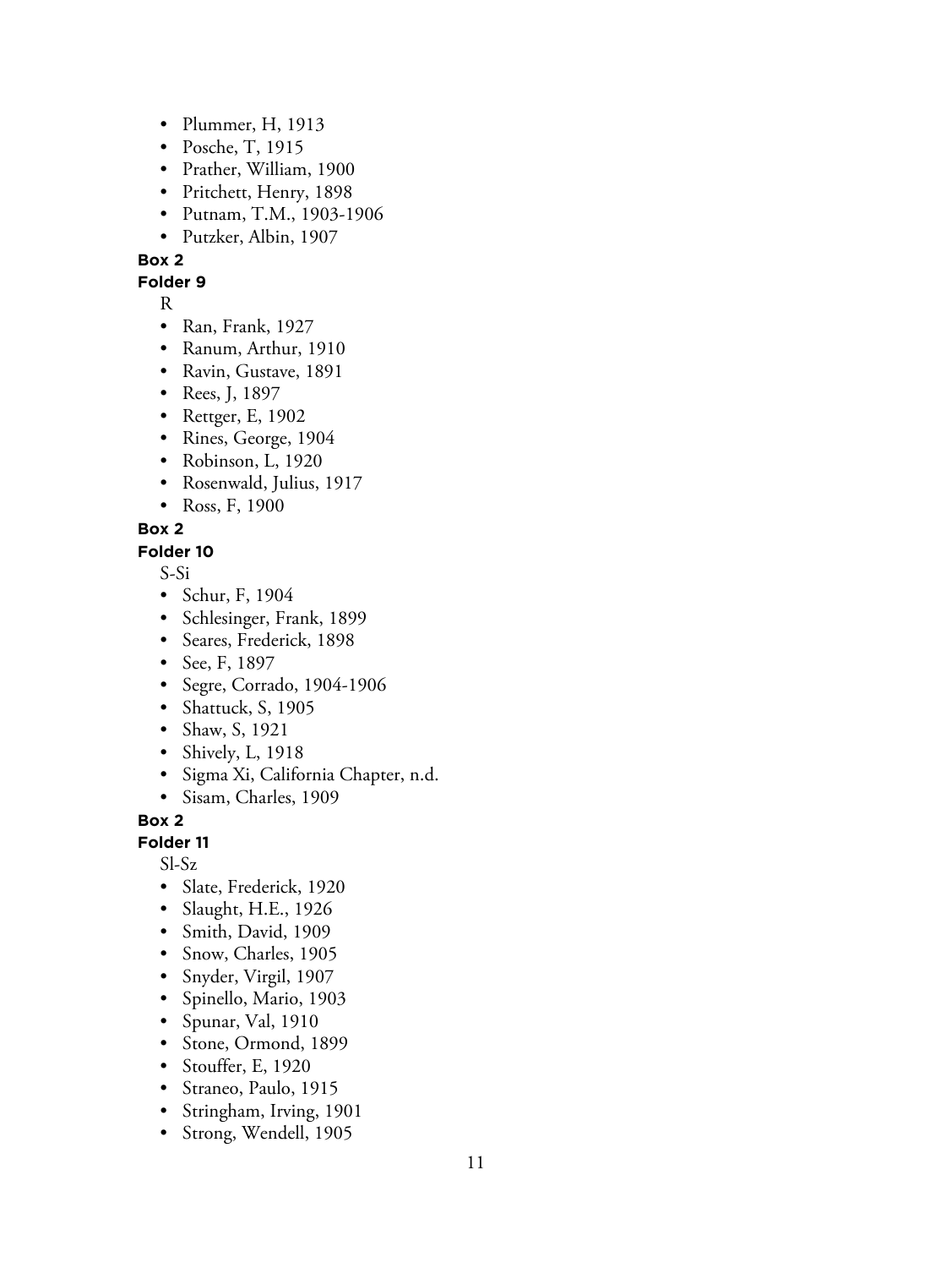- Plummer, H, 1913
- Posche, T, 1915
- Prather, William, 1900
- Pritchett, Henry, 1898
- Putnam, T.M., 1903-1906
- Putzker, Albin, 1907

**Box 2**

**Folder 9**

R

- Ran, Frank, 1927
- Ranum, Arthur, 1910
- Ravin, Gustave, 1891
- Rees, J, 1897
- Rettger, E, 1902
- Rines, George, 1904
- Robinson, L, 1920
- Rosenwald, Julius, 1917
- Ross, F, 1900

**Box 2**

**Folder 10**

S-Si

- Schur, F, 1904
- Schlesinger, Frank, 1899
- Seares, Frederick, 1898
- See, F, 1897
- Segre, Corrado, 1904-1906
- Shattuck, S, 1905
- Shaw, S, 1921
- Shively, L, 1918
- Sigma Xi, California Chapter, n.d.
- Sisam, Charles, 1909

**Box 2**

**Folder 11**

Sl-Sz

- Slate, Frederick, 1920
- Slaught, H.E., 1926
- Smith, David, 1909
- Snow, Charles, 1905
- Snyder, Virgil, 1907
- Spinello, Mario, 1903
- Spunar, Val, 1910
- Stone, Ormond, 1899
- Stouffer, E, 1920
- Straneo, Paulo, 1915
- Stringham, Irving, 1901
- Strong, Wendell, 1905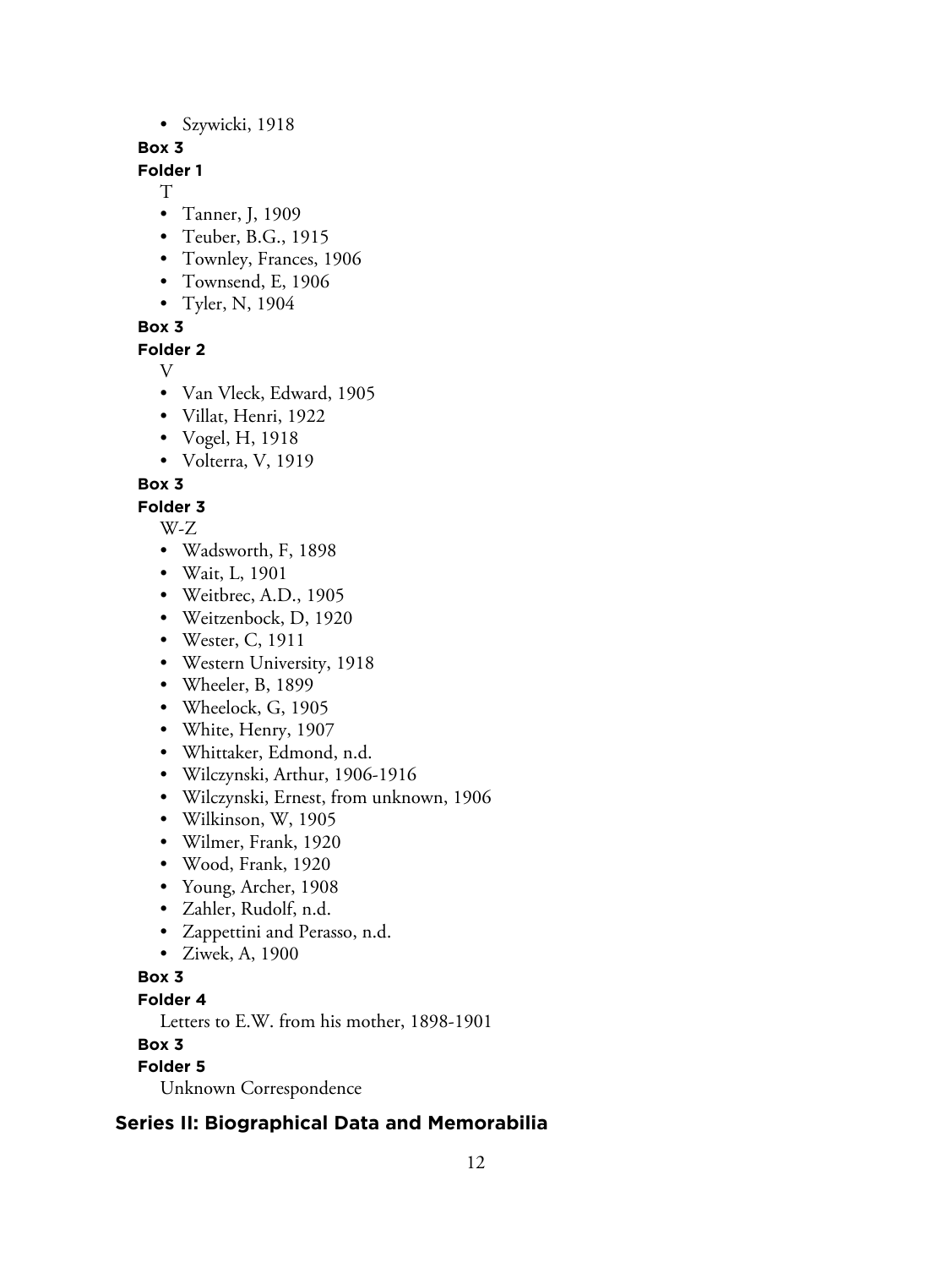- Szywicki, 1918

**Box 3**

**Folder 1**

T

- Tanner, J, 1909
- Teuber, B.G., 1915
- Townley, Frances, 1906
- Townsend, E, 1906
- Tyler, N, 1904

**Box 3**

**Folder 2**

V

- Van Vleck, Edward, 1905
- Villat, Henri, 1922
- Vogel, H, 1918
- Volterra, V, 1919

**Box 3**

**Folder 3**

W-Z

- Wadsworth, F, 1898
- Wait, L, 1901
- Weitbrec, A.D., 1905
- Weitzenbock, D, 1920
- Wester, C, 1911
- Western University, 1918
- Wheeler, B, 1899
- Wheelock, G, 1905
- White, Henry, 1907
- Whittaker, Edmond, n.d.
- Wilczynski, Arthur, 1906-1916
- Wilczynski, Ernest, from unknown, 1906
- Wilkinson, W, 1905
- Wilmer, Frank, 1920
- Wood, Frank, 1920
- Young, Archer, 1908
- Zahler, Rudolf, n.d.
- Zappettini and Perasso, n.d.
- Ziwek, A, 1900

**Box 3**

**Folder 4**

Letters to E.W. from his mother, 1898-1901

**Box 3**

**Folder 5**

Unknown Correspondence

## Series II: Biographical Data and Memorabilia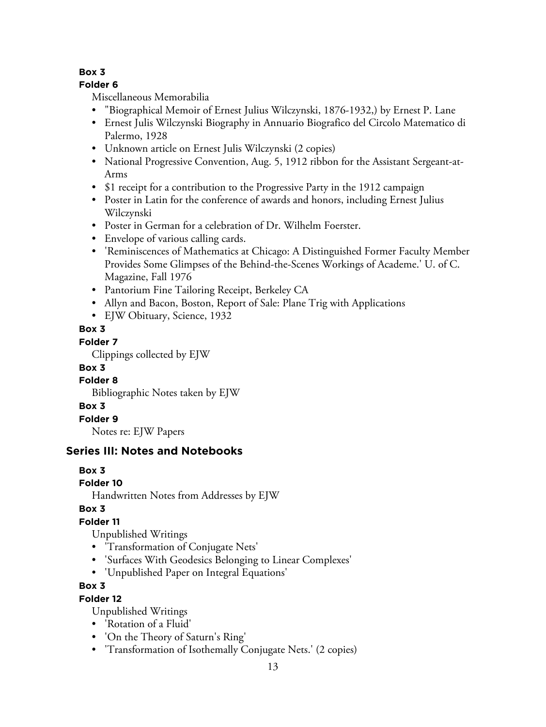**Box 3**

**Folder 6**

Miscellaneous Memorabilia

- "Biographical Memoir of Ernest Julius Wilczynski, 1876-1932,) by Ernest P. Lane
- Ernest Julis Wilczynski Biography in Annuario Biografico del Circolo Matematico di Palermo, 1928
- Unknown article on Ernest Julis Wilczynski (2 copies)
- National Progressive Convention, Aug. 5, 1912 ribbon for the Assistant Sergeant-at-Arms
- $1 receipt for a contribution to the Progressive Party in the 1912 campaign
- Poster in Latin for the conference of awards and honors, including Ernest Julius Wilczynski
- Poster in German for a celebration of Dr. Wilhelm Foerster.
- Envelope of various calling cards.
- 'Reminiscences of Mathematics at Chicago: A Distinguished Former Faculty Member Provides Some Glimpses of the Behind-the-Scenes Workings of Academe.' U. of C. Magazine, Fall 1976
- Pantorium Fine Tailoring Receipt, Berkeley CA
- Allyn and Bacon, Boston, Report of Sale: Plane Trig with Applications
- EJW Obituary, Science, 1932

**Box 3**

**Folder 7**

Clippings collected by EJW

**Box 3**

**Folder 8**

Bibliographic Notes taken by EJW

**Box 3**

**Folder 9**

Notes re: EJW Papers

## Series III: Notes and Notebooks

**Box 3**

**Folder 10**

Handwritten Notes from Addresses by EJW

**Box 3**

**Folder 11**

Unpublished Writings

- 'Transformation of Conjugate Nets'
- 'Surfaces With Geodesics Belonging to Linear Complexes'
- 'Unpublished Paper on Integral Equations'

**Box 3**

**Folder 12**

Unpublished Writings

- 'Rotation of a Fluid'
- 'On the Theory of Saturn's Ring'
- 'Transformation of Isothemally Conjugate Nets.' (2 copies)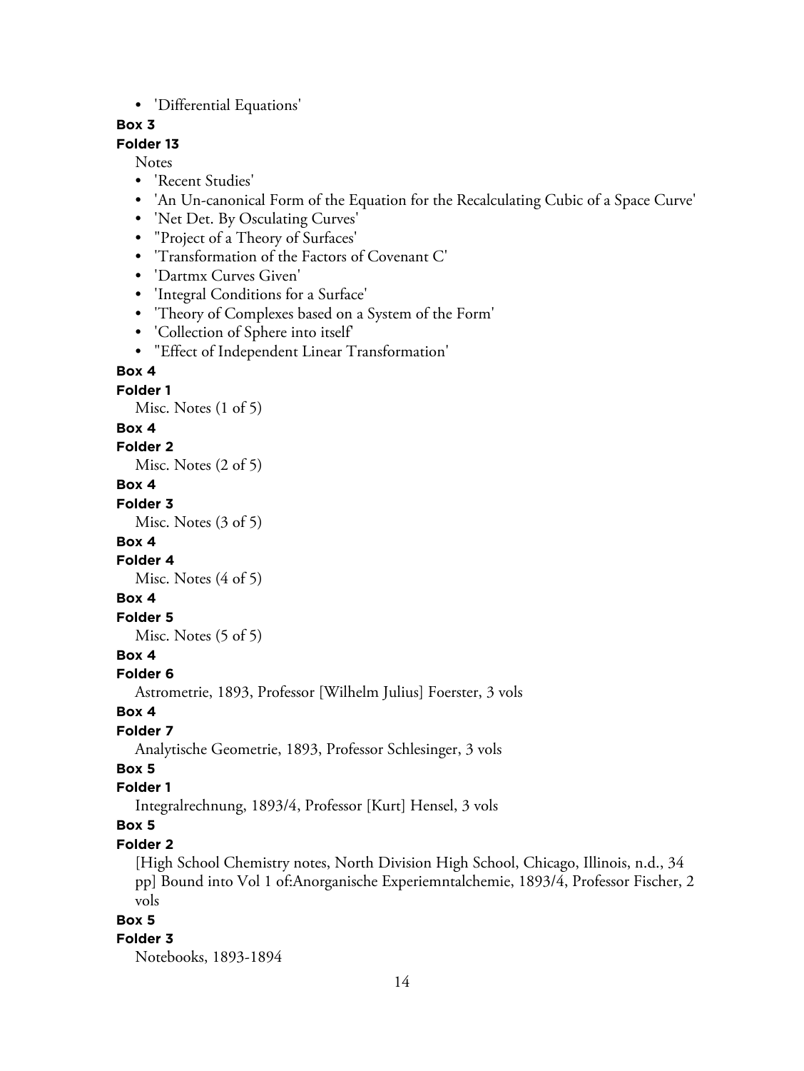- 'Differential Equations'

**Box 3**

**Folder 13**

Notes

- 'Recent Studies'
- 'An Un-canonical Form of the Equation for the Recalculating Cubic of a Space Curve'
- 'Net Det. By Osculating Curves'
- "Project of a Theory of Surfaces'
- 'Transformation of the Factors of Covenant C'
- 'Dartmx Curves Given'
- 'Integral Conditions for a Surface'
- 'Theory of Complexes based on a System of the Form'
- 'Collection of Sphere into itself'
- "Effect of Independent Linear Transformation'

**Box 4**

**Folder 1**

Misc. Notes (1 of 5)

**Box 4**

**Folder 2**

Misc. Notes (2 of 5)

**Box 4**

**Folder 3**

Misc. Notes (3 of 5)

**Box 4**

**Folder 4**

Misc. Notes (4 of 5)

**Box 4**

**Folder 5**

Misc. Notes (5 of 5)

**Box 4**

**Folder 6**

Astrometrie, 1893, Professor [Wilhelm Julius] Foerster, 3 vols

**Box 4**

**Folder 7**

Analytische Geometrie, 1893, Professor Schlesinger, 3 vols

**Box 5**

**Folder 1**

Integralrechnung, 1893/4, Professor [Kurt] Hensel, 3 vols

**Box 5**

**Folder 2**

[High School Chemistry notes, North Division High School, Chicago, Illinois, n.d., 34 pp] Bound into Vol 1 of:Anorganische Experiemntalchemie, 1893/4, Professor Fischer, 2 vols

**Box 5**

**Folder 3**

Notebooks, 1893-1894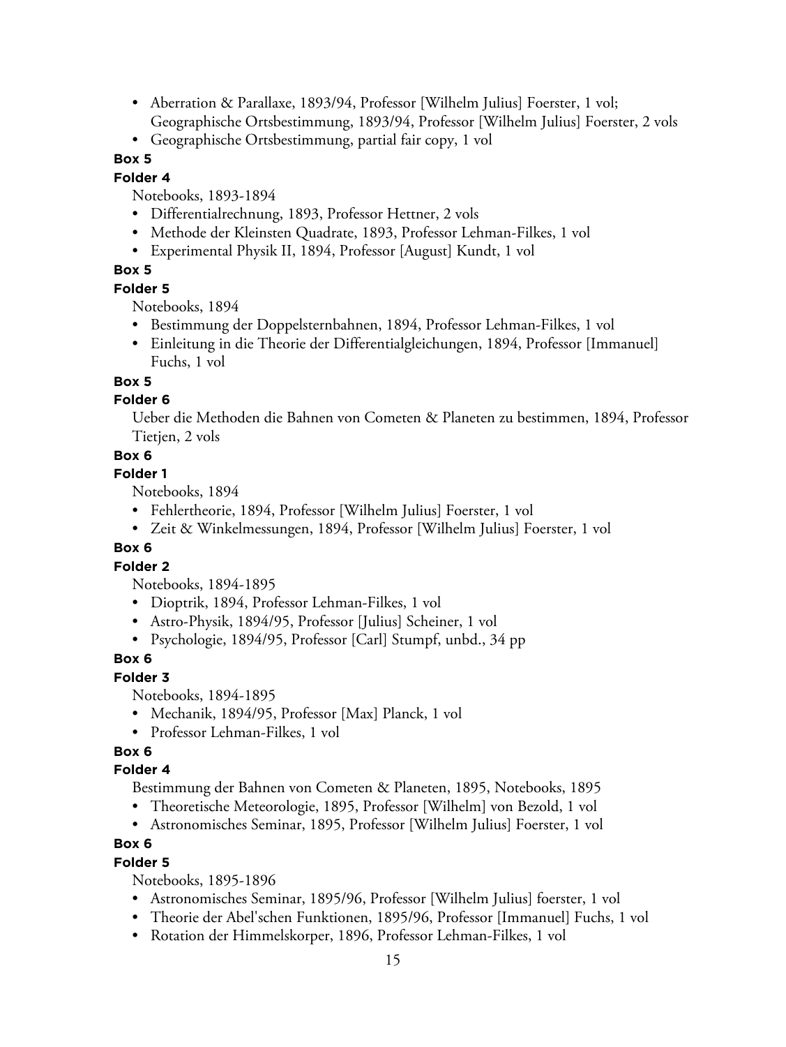- Aberration & Parallaxe, 1893/94, Professor [Wilhelm Julius] Foerster, 1 vol; Geographische Ortsbestimmung, 1893/94, Professor [Wilhelm Julius] Foerster, 2 vols
- Geographische Ortsbestimmung, partial fair copy, 1 vol

**Box 5**

**Folder 4**

Notebooks, 1893-1894

- Differentialrechnung, 1893, Professor Hettner, 2 vols
- Methode der Kleinsten Quadrate, 1893, Professor Lehman-Filkes, 1 vol
- Experimental Physik II, 1894, Professor [August] Kundt, 1 vol

**Box 5**

**Folder 5**

Notebooks, 1894

- Bestimmung der Doppelsternbahnen, 1894, Professor Lehman-Filkes, 1 vol
- Einleitung in die Theorie der Differentialgleichungen, 1894, Professor [Immanuel] Fuchs, 1 vol

**Box 5**

**Folder 6**

Ueber die Methoden die Bahnen von Cometen & Planeten zu bestimmen, 1894, Professor Tietjen, 2 vols

**Box 6**

**Folder 1**

Notebooks, 1894

- Fehlertheorie, 1894, Professor [Wilhelm Julius] Foerster, 1 vol
- Zeit & Winkelmessungen, 1894, Professor [Wilhelm Julius] Foerster, 1 vol

**Box 6**

**Folder 2**

Notebooks, 1894-1895

- Dioptrik, 1894, Professor Lehman-Filkes, 1 vol
- Astro-Physik, 1894/95, Professor [Julius] Scheiner, 1 vol
- Psychologie, 1894/95, Professor [Carl] Stumpf, unbd., 34 pp

**Box 6**

**Folder 3**

Notebooks, 1894-1895

- Mechanik, 1894/95, Professor [Max] Planck, 1 vol
- Professor Lehman-Filkes, 1 vol

**Box 6**

**Folder 4**

Bestimmung der Bahnen von Cometen & Planeten, 1895, Notebooks, 1895

- Theoretische Meteorologie, 1895, Professor [Wilhelm] von Bezold, 1 vol
- Astronomisches Seminar, 1895, Professor [Wilhelm Julius] Foerster, 1 vol

**Box 6**

**Folder 5**

Notebooks, 1895-1896

- Astronomisches Seminar, 1895/96, Professor [Wilhelm Julius] foerster, 1 vol
- Theorie der Abel'schen Funktionen, 1895/96, Professor [Immanuel] Fuchs, 1 vol
- Rotation der Himmelskorper, 1896, Professor Lehman-Filkes, 1 vol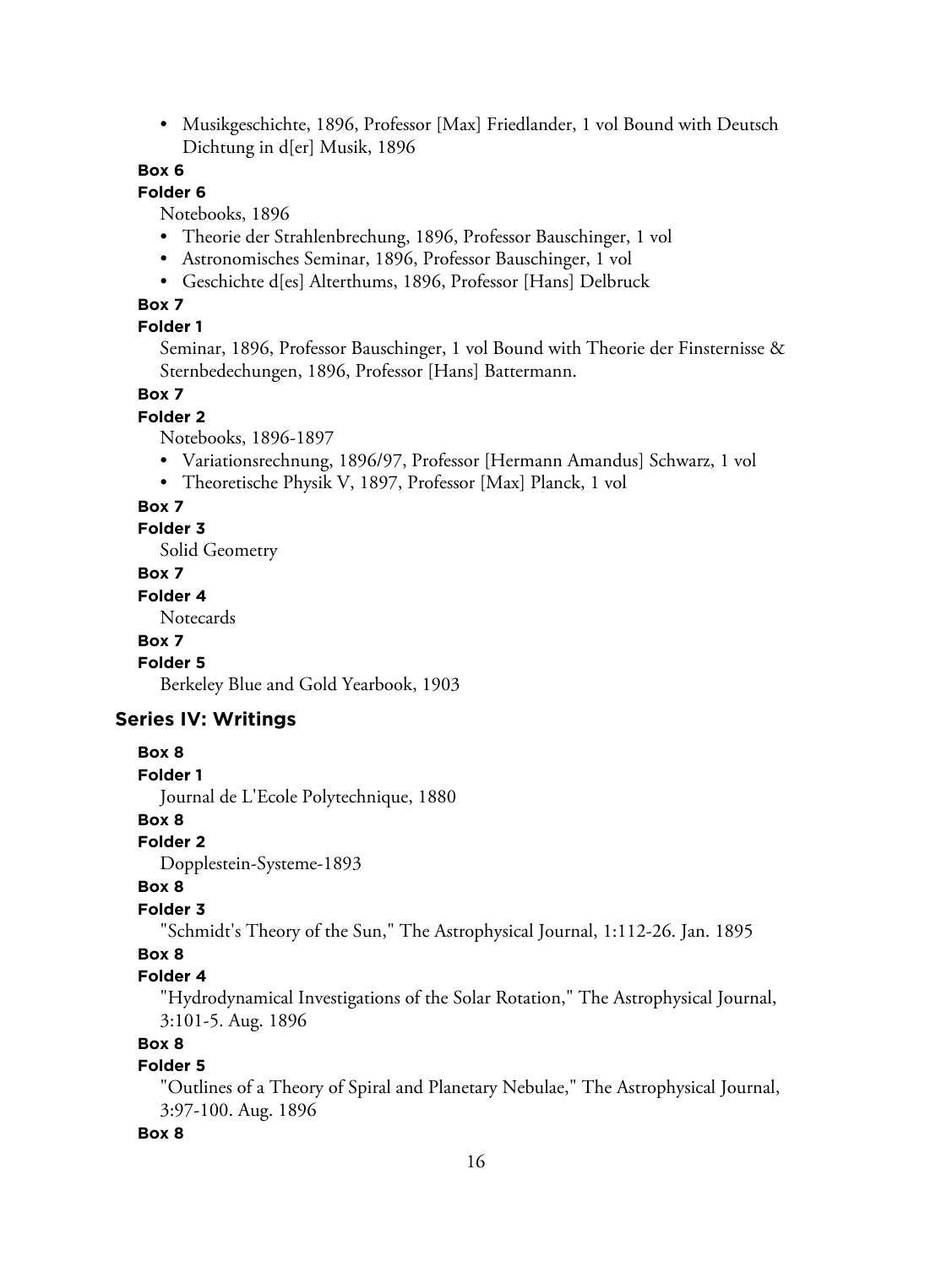- Musikgeschichte, 1896, Professor [Max] Friedlander, 1 vol Bound with Deutsch Dichtung in d[er] Musik, 1896

**Box 6**

**Folder 6**

Notebooks, 1896

- Theorie der Strahlenbrechung, 1896, Professor Bauschinger, 1 vol
- Astronomisches Seminar, 1896, Professor Bauschinger, 1 vol
- Geschichte d[es] Alterthums, 1896, Professor [Hans] Delbruck

**Box 7**

**Folder 1**

Seminar, 1896, Professor Bauschinger, 1 vol Bound with Theorie der Finsternisse & Sternbedechungen, 1896, Professor [Hans] Battermann.

**Box 7**

**Folder 2**

Notebooks, 1896-1897

- Variationsrechnung, 1896/97, Professor [Hermann Amandus] Schwarz, 1 vol
- Theoretische Physik V, 1897, Professor [Max] Planck, 1 vol

**Box 7**

**Folder 3**

Solid Geometry

**Box 7**

**Folder 4**

Notecards

**Box 7**

**Folder 5**

Berkeley Blue and Gold Yearbook, 1903

## Series IV: Writings

**Box 8**

**Folder 1**

Journal de L'Ecole Polytechnique, 1880

**Box 8**

**Folder 2**

Dopplestein-Systeme-1893

**Box 8**

**Folder 3**

"Schmidt's Theory of the Sun," The Astrophysical Journal, 1:112-26. Jan. 1895

**Box 8**

**Folder 4**

"Hydrodynamical Investigations of the Solar Rotation," The Astrophysical Journal, 3:101-5. Aug. 1896

**Box 8**

**Folder 5**

"Outlines of a Theory of Spiral and Planetary Nebulae," The Astrophysical Journal, 3:97-100. Aug. 1896

**Box 8**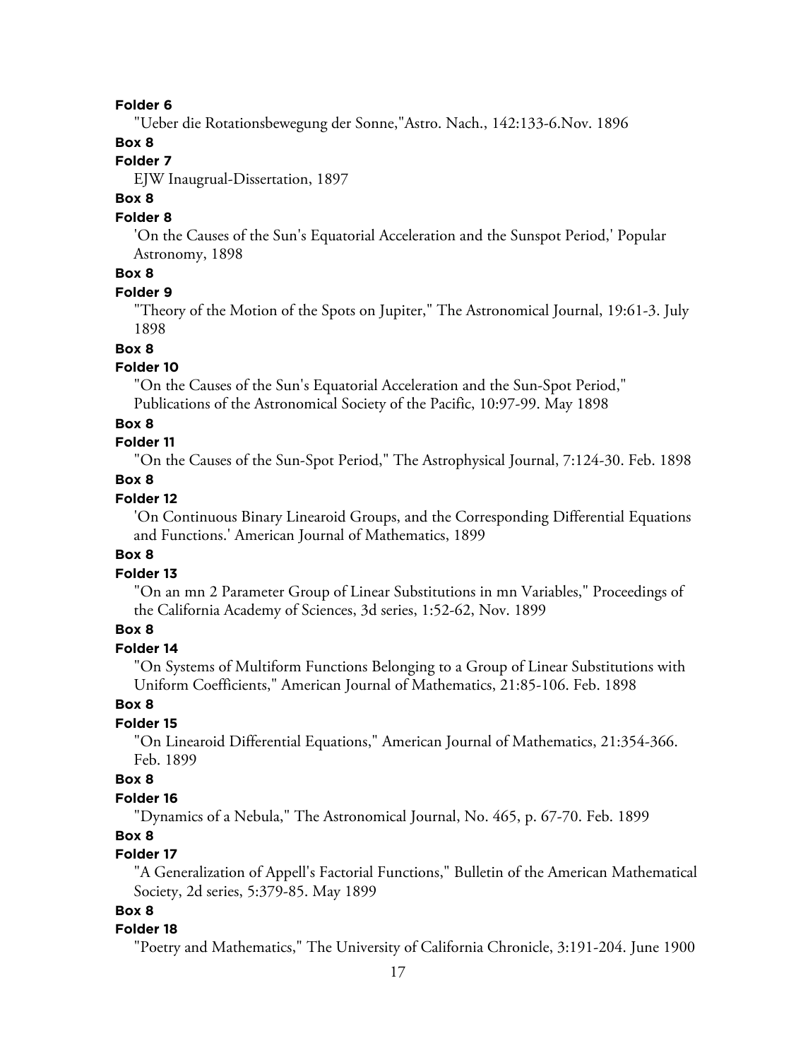**Folder 6**

"Ueber die Rotationsbewegung der Sonne,"Astro. Nach., 142:133-6.Nov. 1896

**Box 8**

**Folder 7**

EJW Inaugural-Dissertation, 1897

**Box 8**

**Folder 8**

'On the Causes of the Sun's Equatorial Acceleration and the Sunspot Period,' Popular Astronomy, 1898

**Box 8**

**Folder 9**

"Theory of the Motion of the Spots on Jupiter," The Astronomical Journal, 19:61-3. July 1898

**Box 8**

**Folder 10**

"On the Causes of the Sun's Equatorial Acceleration and the Sun-Spot Period," Publications of the Astronomical Society of the Pacific, 10:97-99. May 1898

**Box 8**

**Folder 11**

"On the Causes of the Sun-Spot Period," The Astrophysical Journal, 7:124-30. Feb. 1898

**Box 8**

**Folder 12**

'On Continuous Binary Linearoid Groups, and the Corresponding Differential Equations and Functions.' American Journal of Mathematics, 1899

**Box 8**

**Folder 13**

"On an mn 2 Parameter Group of Linear Substitutions in mn Variables," Proceedings of the California Academy of Sciences, 3d series, 1:52-62, Nov. 1899

**Box 8**

**Folder 14**

"On Systems of Multiform Functions Belonging to a Group of Linear Substitutions with Uniform Coefficients," American Journal of Mathematics, 21:85-106. Feb. 1898

**Box 8**

**Folder 15**

"On Linearoid Differential Equations," American Journal of Mathematics, 21:354-366. Feb. 1899

**Box 8**

**Folder 16**

"Dynamics of a Nebula," The Astronomical Journal, No. 465, p. 67-70. Feb. 1899

**Box 8**

**Folder 17**

"A Generalization of Appell's Factorial Functions," Bulletin of the American Mathematical Society, 2d series, 5:379-85. May 1899

**Box 8**

**Folder 18**

"Poetry and Mathematics," The University of California Chronicle, 3:191-204. June 1900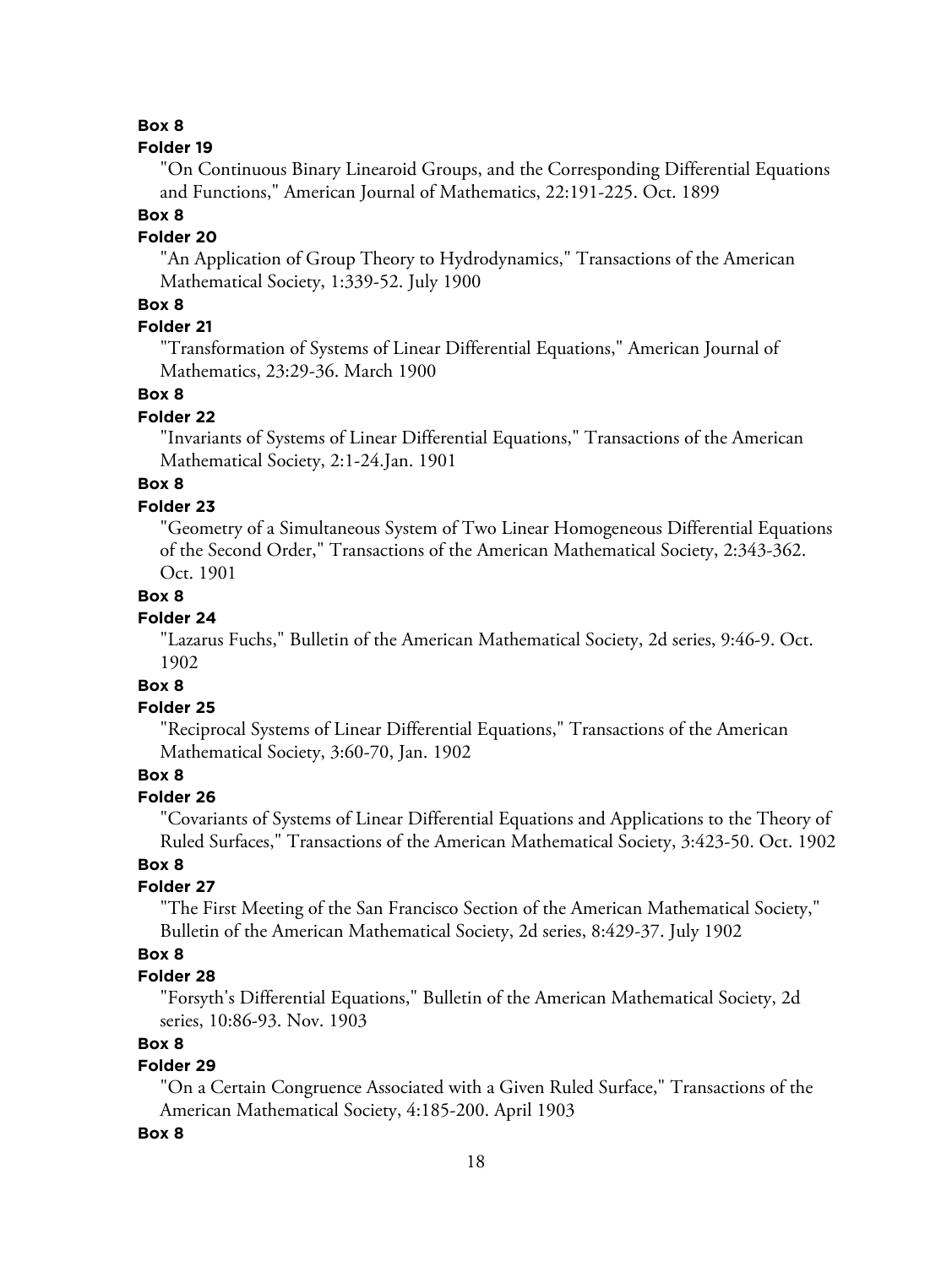**Box 8**

**Folder 19**

"On Continuous Binary Linearoid Groups, and the Corresponding Differential Equations and Functions," American Journal of Mathematics, 22:191-225. Oct. 1899

**Box 8**

**Folder 20**

"An Application of Group Theory to Hydrodynamics," Transactions of the American Mathematical Society, 1:339-52. July 1900

**Box 8**

**Folder 21**

"Transformation of Systems of Linear Differential Equations," American Journal of Mathematics, 23:29-36. March 1900

**Box 8**

**Folder 22**

"Invariants of Systems of Linear Differential Equations," Transactions of the American Mathematical Society, 2:1-24.Jan. 1901

**Box 8**

**Folder 23**

"Geometry of a Simultaneous System of Two Linear Homogeneous Differential Equations of the Second Order," Transactions of the American Mathematical Society, 2:343-362. Oct. 1901

**Box 8**

**Folder 24**

"Lazarus Fuchs," Bulletin of the American Mathematical Society, 2d series, 9:46-9. Oct. 1902

**Box 8**

**Folder 25**

"Reciprocal Systems of Linear Differential Equations," Transactions of the American Mathematical Society, 3:60-70, Jan. 1902

**Box 8**

**Folder 26**

"Covariants of Systems of Linear Differential Equations and Applications to the Theory of Ruled Surfaces," Transactions of the American Mathematical Society, 3:423-50. Oct. 1902

**Box 8**

**Folder 27**

"The First Meeting of the San Francisco Section of the American Mathematical Society," Bulletin of the American Mathematical Society, 2d series, 8:429-37. July 1902

**Box 8**

**Folder 28**

"Forsyth's Differential Equations," Bulletin of the American Mathematical Society, 2d series, 10:86-93. Nov. 1903

**Box 8**

**Folder 29**

"On a Certain Congruence Associated with a Given Ruled Surface," Transactions of the American Mathematical Society, 4:185-200. April 1903

**Box 8**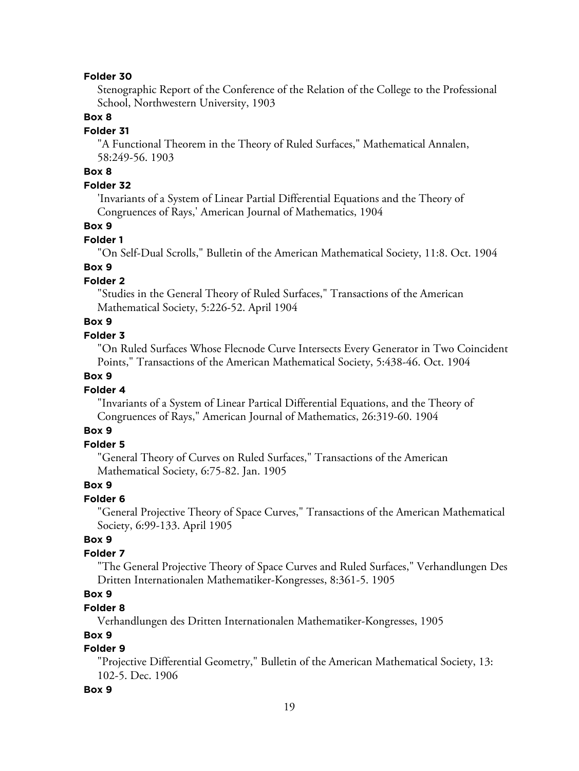**Folder 30**

Stenographic Report of the Conference of the Relation of the College to the Professional School, Northwestern University, 1903

**Box 8**

**Folder 31**

"A Functional Theorem in the Theory of Ruled Surfaces," Mathematical Annalen, 58:249-56. 1903

**Box 8**

**Folder 32**

'Invariants of a System of Linear Partial Differential Equations and the Theory of Congruences of Rays,' American Journal of Mathematics, 1904

**Box 9**

**Folder 1**

"On Self-Dual Scrolls," Bulletin of the American Mathematical Society, 11:8. Oct. 1904

**Box 9**

**Folder 2**

"Studies in the General Theory of Ruled Surfaces," Transactions of the American Mathematical Society, 5:226-52. April 1904

**Box 9**

**Folder 3**

"On Ruled Surfaces Whose Flecnode Curve Intersects Every Generator in Two Coincident Points," Transactions of the American Mathematical Society, 5:438-46. Oct. 1904

**Box 9**

**Folder 4**

"Invariants of a System of Linear Partical Differential Equations, and the Theory of Congruences of Rays," American Journal of Mathematics, 26:319-60. 1904

**Box 9**

**Folder 5**

"General Theory of Curves on Ruled Surfaces," Transactions of the American Mathematical Society, 6:75-82. Jan. 1905

**Box 9**

**Folder 6**

"General Projective Theory of Space Curves," Transactions of the American Mathematical Society, 6:99-133. April 1905

**Box 9**

**Folder 7**

"The General Projective Theory of Space Curves and Ruled Surfaces," Verhandlungen Des Dritten Internationalen Mathematiker-Kongresses, 8:361-5. 1905

**Box 9**

**Folder 8**

Verhandlungen des Dritten Internationalen Mathematiker-Kongresses, 1905

**Box 9**

**Folder 9**

"Projective Differential Geometry," Bulletin of the American Mathematical Society, 13: 102-5. Dec. 1906

**Box 9**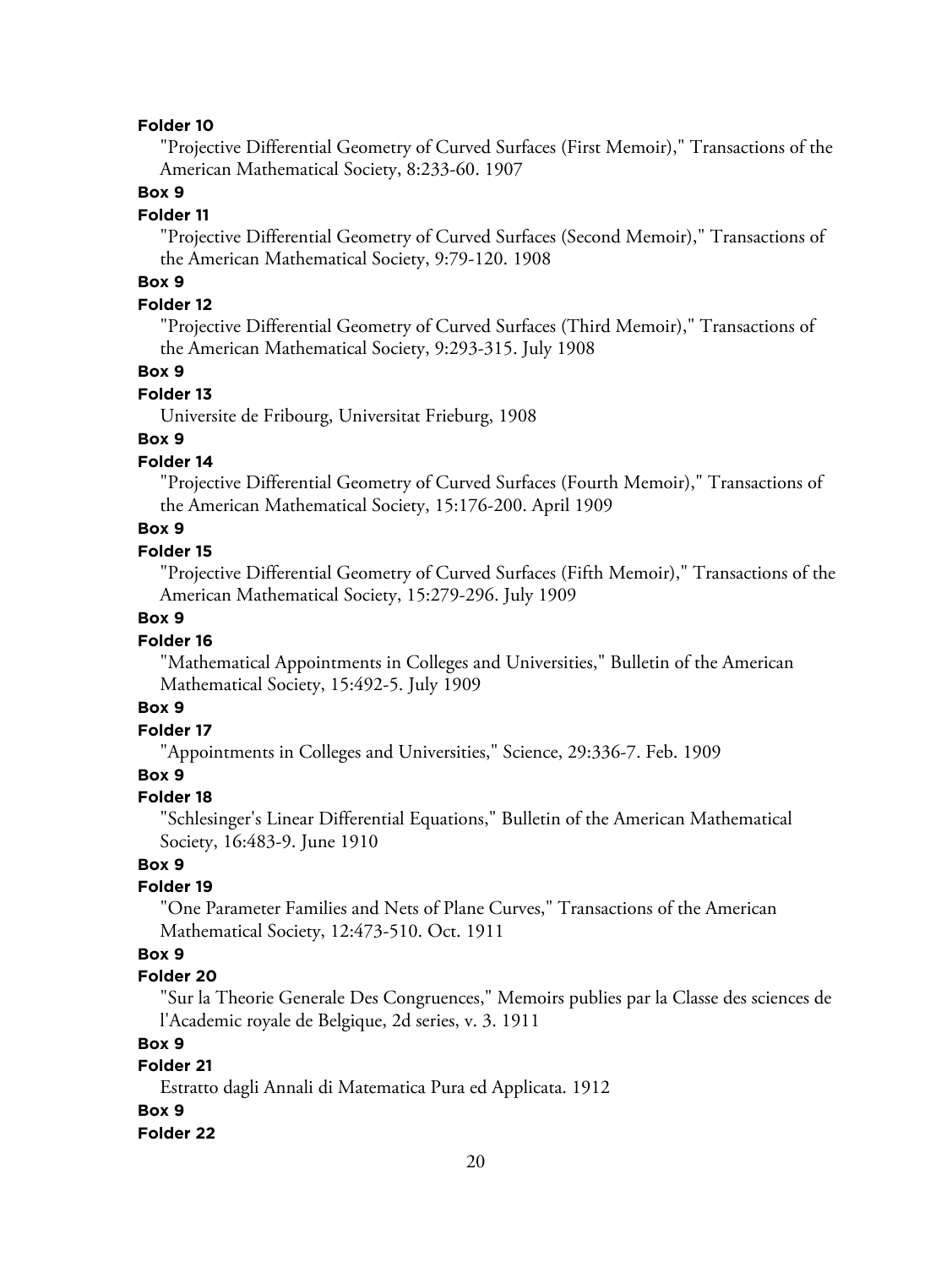**Folder 10**

"Projective Differential Geometry of Curved Surfaces (First Memoir)," Transactions of the American Mathematical Society, 8:233-60. 1907

**Box 9**

**Folder 11**

"Projective Differential Geometry of Curved Surfaces (Second Memoir)," Transactions of the American Mathematical Society, 9:79-120. 1908

**Box 9**

**Folder 12**

"Projective Differential Geometry of Curved Surfaces (Third Memoir)," Transactions of the American Mathematical Society, 9:293-315. July 1908

**Box 9**

**Folder 13**

Universite de Fribourg, Universitat Frieburg, 1908

**Box 9**

**Folder 14**

"Projective Differential Geometry of Curved Surfaces (Fourth Memoir)," Transactions of the American Mathematical Society, 15:176-200. April 1909

**Box 9**

**Folder 15**

"Projective Differential Geometry of Curved Surfaces (Fifth Memoir)," Transactions of the American Mathematical Society, 15:279-296. July 1909

**Box 9**

**Folder 16**

"Mathematical Appointments in Colleges and Universities," Bulletin of the American Mathematical Society, 15:492-5. July 1909

**Box 9**

**Folder 17**

"Appointments in Colleges and Universities," Science, 29:336-7. Feb. 1909

**Box 9**

**Folder 18**

"Schlesinger's Linear Differential Equations," Bulletin of the American Mathematical Society, 16:483-9. June 1910

**Box 9**

**Folder 19**

"One Parameter Families and Nets of Plane Curves," Transactions of the American Mathematical Society, 12:473-510. Oct. 1911

**Box 9**

**Folder 20**

"Sur la Theorie Generale Des Congruences," Memoirs publies par la Classe des sciences de l'Academic royale de Belgique, 2d series, v. 3. 1911

**Box 9**

**Folder 21**

Estratto dagli Annali di Matematica Pura ed Applicata. 1912

**Box 9**

**Folder 22**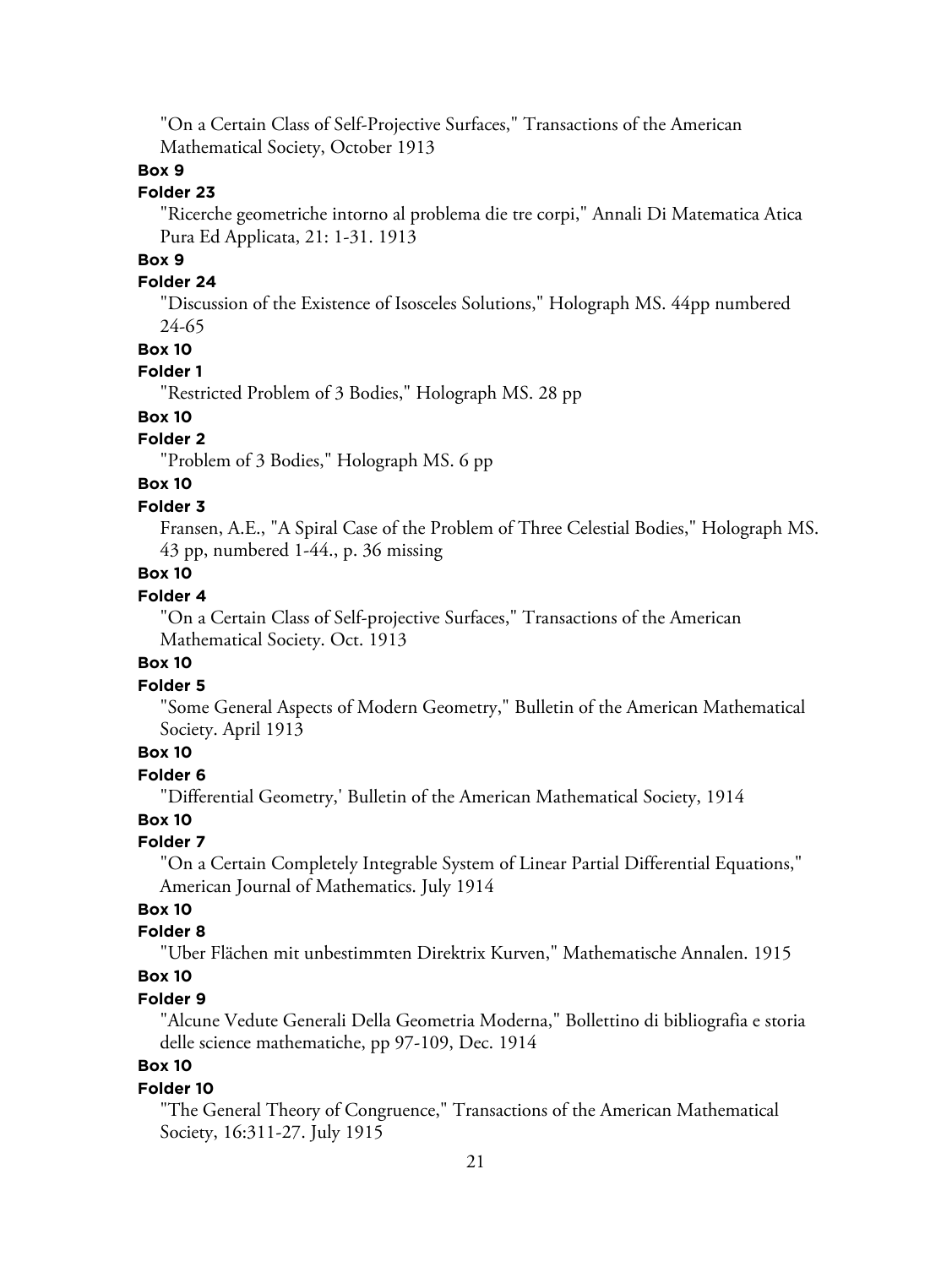"On a Certain Class of Self-Projective Surfaces," Transactions of the American Mathematical Society, October 1913

**Box 9**

**Folder 23**

"Ricerche geometriche intorno al problema die tre corpi," Annali Di Matematica Atica Pura Ed Applicata, 21: 1-31. 1913

**Box 9**

**Folder 24**

"Discussion of the Existence of Isosceles Solutions," Holograph MS. 44pp numbered 24-65

**Box 10**

**Folder 1**

"Restricted Problem of 3 Bodies," Holograph MS. 28 pp

**Box 10**

**Folder 2**

"Problem of 3 Bodies," Holograph MS. 6 pp

**Box 10**

**Folder 3**

Fransen, A.E., "A Spiral Case of the Problem of Three Celestial Bodies," Holograph MS. 43 pp, numbered 1-44., p. 36 missing

**Box 10**

**Folder 4**

"On a Certain Class of Self-projective Surfaces," Transactions of the American Mathematical Society. Oct. 1913

**Box 10**

**Folder 5**

"Some General Aspects of Modern Geometry," Bulletin of the American Mathematical Society. April 1913

**Box 10**

**Folder 6**

"Differential Geometry,' Bulletin of the American Mathematical Society, 1914

**Box 10**

**Folder 7**

"On a Certain Completely Integrable System of Linear Partial Differential Equations," American Journal of Mathematics. July 1914

**Box 10**

**Folder 8**

"Uber Flächen mit unbestimmten Direktrix Kurven," Mathematische Annalen. 1915

**Box 10**

**Folder 9**

"Alcune Vedute Generali Della Geometria Moderna," Bollettino di bibliografia e storia delle science mathematiche, pp 97-109, Dec. 1914

**Box 10**

**Folder 10**

"The General Theory of Congruence," Transactions of the American Mathematical Society, 16:311-27. July 1915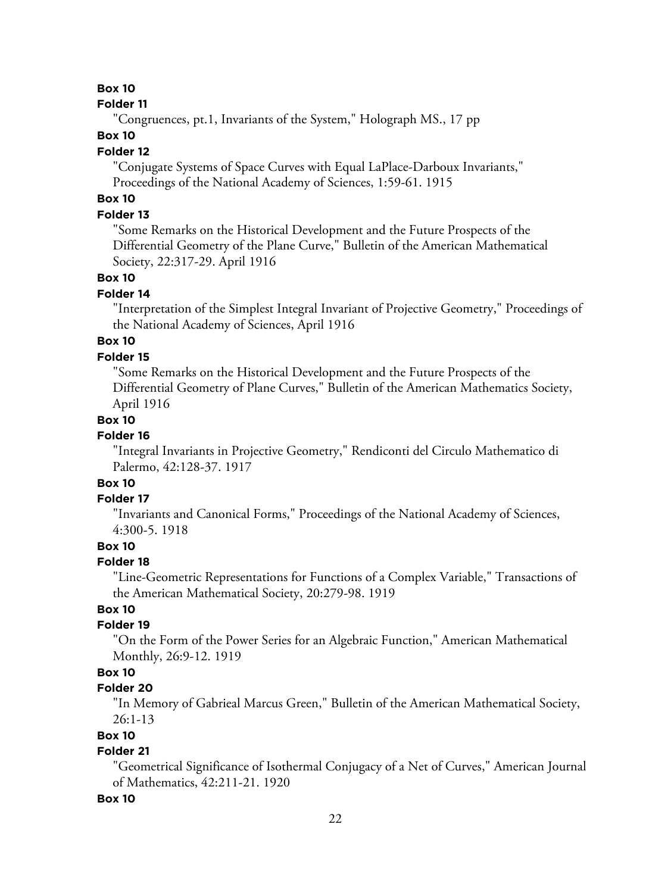**Box 10**

**Folder 11**

"Congruences, pt.1, Invariants of the System," Holograph MS., 17 pp

**Box 10**

**Folder 12**

"Conjugate Systems of Space Curves with Equal LaPlace-Darboux Invariants," Proceedings of the National Academy of Sciences, 1:59-61. 1915

**Box 10**

**Folder 13**

"Some Remarks on the Historical Development and the Future Prospects of the Differential Geometry of the Plane Curve," Bulletin of the American Mathematical Society, 22:317-29. April 1916

**Box 10**

**Folder 14**

"Interpretation of the Simplest Integral Invariant of Projective Geometry," Proceedings of the National Academy of Sciences, April 1916

**Box 10**

**Folder 15**

"Some Remarks on the Historical Development and the Future Prospects of the Differential Geometry of Plane Curves," Bulletin of the American Mathematics Society, April 1916

**Box 10**

**Folder 16**

"Integral Invariants in Projective Geometry," Rendiconti del Circulo Mathematico di Palermo, 42:128-37. 1917

**Box 10**

**Folder 17**

"Invariants and Canonical Forms," Proceedings of the National Academy of Sciences, 4:300-5. 1918

**Box 10**

**Folder 18**

"Line-Geometric Representations for Functions of a Complex Variable," Transactions of the American Mathematical Society, 20:279-98. 1919

**Box 10**

**Folder 19**

"On the Form of the Power Series for an Algebraic Function," American Mathematical Monthly, 26:9-12. 1919

**Box 10**

**Folder 20**

"In Memory of Gabrieal Marcus Green," Bulletin of the American Mathematical Society, 26:1-13

**Box 10**

**Folder 21**

"Geometrical Significance of Isothermal Conjugacy of a Net of Curves," American Journal of Mathematics, 42:211-21. 1920

**Box 10**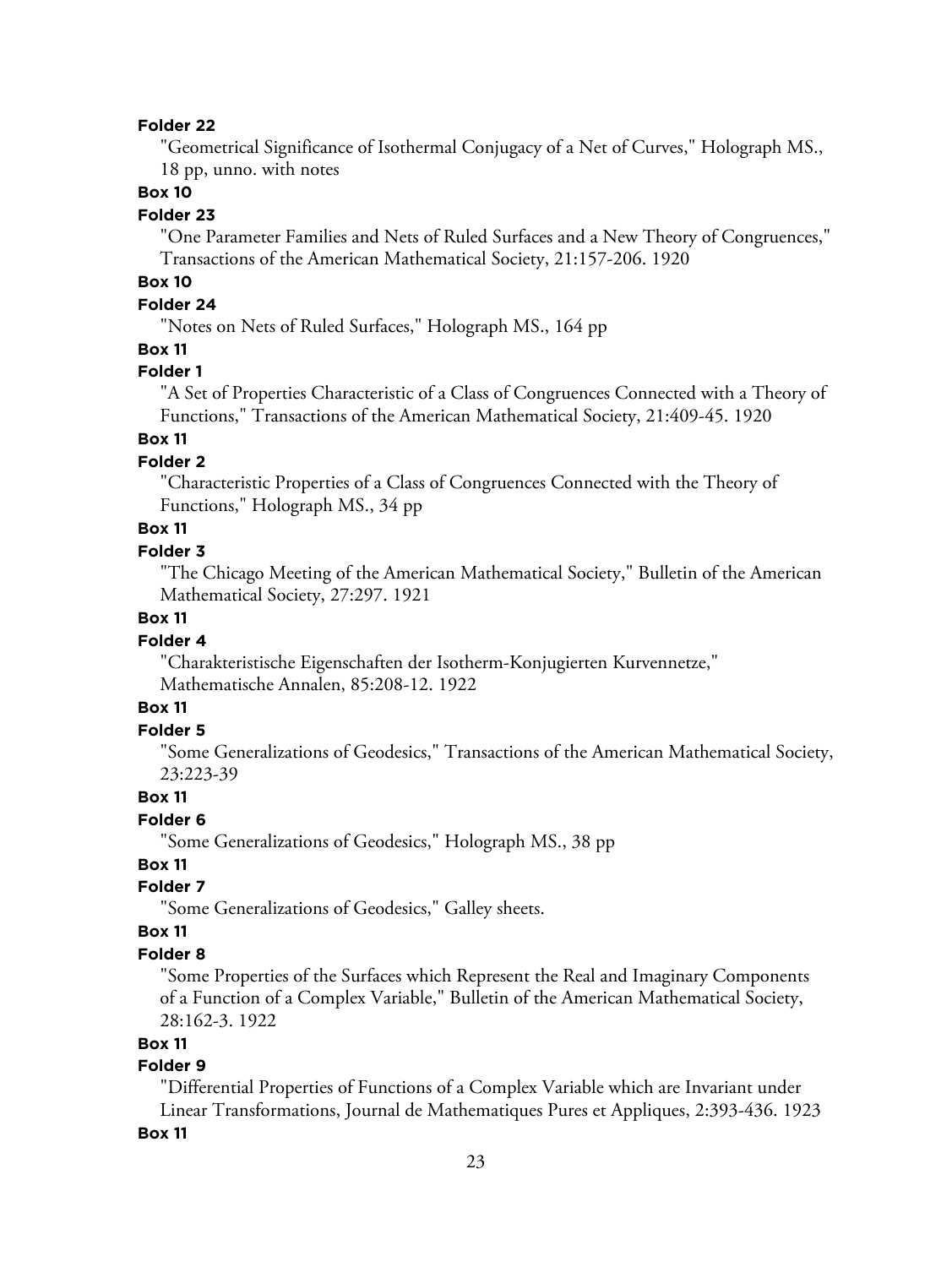**Folder 22**

"Geometrical Significance of Isothermal Conjugacy of a Net of Curves," Holograph MS., 18 pp, unno. with notes

**Box 10**

**Folder 23**

"One Parameter Families and Nets of Ruled Surfaces and a New Theory of Congruences," Transactions of the American Mathematical Society, 21:157-206. 1920

**Box 10**

**Folder 24**

"Notes on Nets of Ruled Surfaces," Holograph MS., 164 pp

**Box 11**

**Folder 1**

"A Set of Properties Characteristic of a Class of Congruences Connected with a Theory of Functions," Transactions of the American Mathematical Society, 21:409-45. 1920

**Box 11**

**Folder 2**

"Characteristic Properties of a Class of Congruences Connected with the Theory of Functions," Holograph MS., 34 pp

**Box 11**

**Folder 3**

"The Chicago Meeting of the American Mathematical Society," Bulletin of the American Mathematical Society, 27:297. 1921

**Box 11**

**Folder 4**

"Charakteristische Eigenschaften der Isotherm-Konjugierten Kurvennetze," Mathematische Annalen, 85:208-12. 1922

**Box 11**

**Folder 5**

"Some Generalizations of Geodesics," Transactions of the American Mathematical Society, 23:223-39

**Box 11**

**Folder 6**

"Some Generalizations of Geodesics," Holograph MS., 38 pp

**Box 11**

**Folder 7**

"Some Generalizations of Geodesics," Galley sheets.

**Box 11**

**Folder 8**

"Some Properties of the Surfaces which Represent the Real and Imaginary Components of a Function of a Complex Variable," Bulletin of the American Mathematical Society, 28:162-3. 1922

**Box 11**

**Folder 9**

"Differential Properties of Functions of a Complex Variable which are Invariant under Linear Transformations, Journal de Mathematiques Pures et Appliques, 2:393-436. 1923

**Box 11**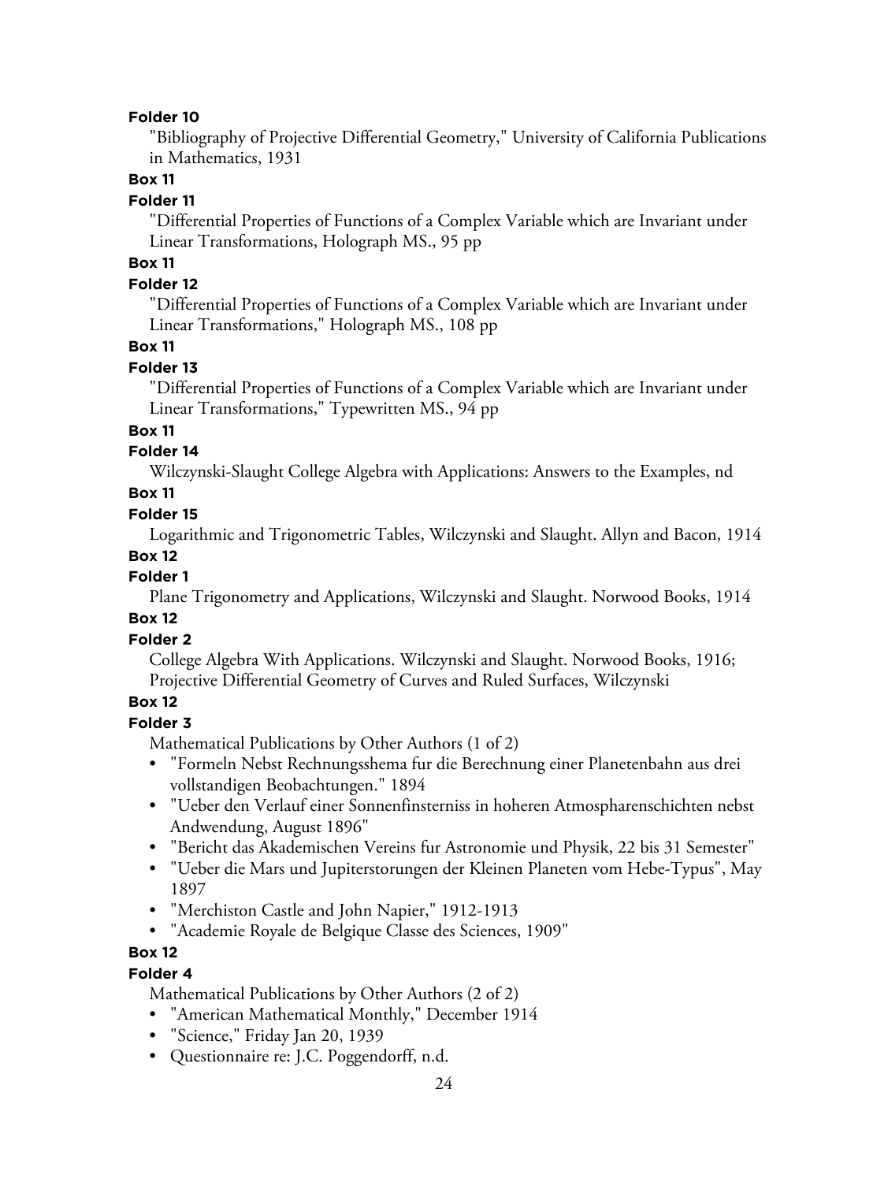**Folder 10**

"Bibliography of Projective Differential Geometry," University of California Publications in Mathematics, 1931

**Box 11**

**Folder 11**

"Differential Properties of Functions of a Complex Variable which are Invariant under Linear Transformations, Holograph MS., 95 pp

**Box 11**

**Folder 12**

"Differential Properties of Functions of a Complex Variable which are Invariant under Linear Transformations," Holograph MS., 108 pp

**Box 11**

**Folder 13**

"Differential Properties of Functions of a Complex Variable which are Invariant under Linear Transformations," Typewritten MS., 94 pp

**Box 11**

**Folder 14**

Wilczynski-Slaught College Algebra with Applications: Answers to the Examples, nd

**Box 11**

**Folder 15**

Logarithmic and Trigonometric Tables, Wilczynski and Slaught. Allyn and Bacon, 1914

**Box 12**

**Folder 1**

Plane Trigonometry and Applications, Wilczynski and Slaught. Norwood Books, 1914

**Box 12**

**Folder 2**

College Algebra With Applications. Wilczynski and Slaught. Norwood Books, 1916; Projective Differential Geometry of Curves and Ruled Surfaces, Wilczynski

**Box 12**

**Folder 3**

Mathematical Publications by Other Authors (1 of 2)

- "Formeln Nebst Rechnungsshema fur die Berechnung einer Planetenbahn aus drei vollstandigen Beobachtungen." 1894
- "Ueber den Verlauf einer Sonnenfinsterniss in hoheren Atmospharenschichten nebst Andwendung, August 1896"
- "Bericht das Akademischen Vereins fur Astronomie und Physik, 22 bis 31 Semester"
- "Ueber die Mars und Jupiterstorungen der Kleinen Planeten vom Hebe-Typus", May 1897
- "Merchiston Castle and John Napier," 1912-1913
- "Academie Royale de Belgique Classe des Sciences, 1909"

**Box 12**

**Folder 4**

Mathematical Publications by Other Authors (2 of 2)

- "American Mathematical Monthly," December 1914
- "Science," Friday Jan 20, 1939
- Questionnaire re: J.C. Poggendorff, n.d.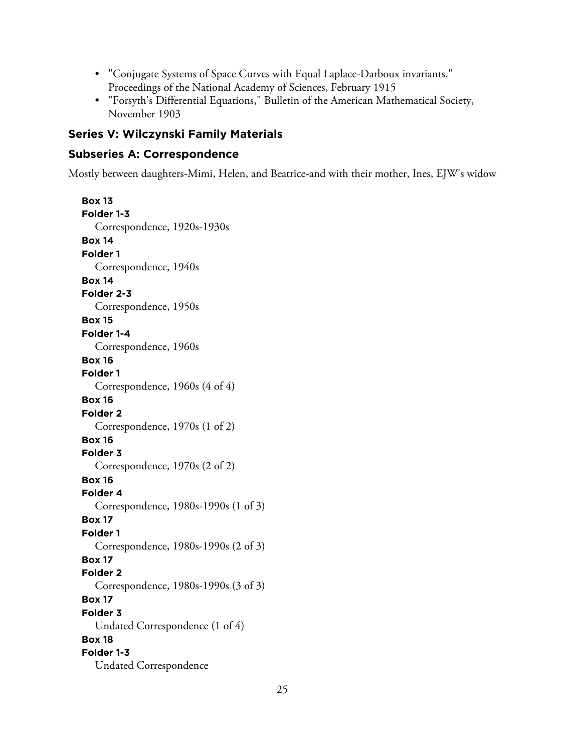- "Conjugate Systems of Space Curves with Equal Laplace-Darboux invariants," Proceedings of the National Academy of Sciences, February 1915
- "Forsyth's Differential Equations," Bulletin of the American Mathematical Society, November 1903

### Series V: Wilczynski Family Materials

### Subseries A: Correspondence

Mostly between daughters-Mimi, Helen, and Beatrice-and with their mother, Ines, EJW's widow

**Box 13**
**Folder 1-3**
Correspondence, 1920s-1930s

**Box 14**
**Folder 1**
Correspondence, 1940s

**Box 14**
**Folder 2-3**
Correspondence, 1950s

**Box 15**
**Folder 1-4**
Correspondence, 1960s

**Box 16**
**Folder 1**
Correspondence, 1960s (4 of 4)

**Box 16**
**Folder 2**
Correspondence, 1970s (1 of 2)

**Box 16**
**Folder 3**
Correspondence, 1970s (2 of 2)

**Box 16**
**Folder 4**
Correspondence, 1980s-1990s (1 of 3)

**Box 17**
**Folder 1**
Correspondence, 1980s-1990s (2 of 3)

**Box 17**
**Folder 2**
Correspondence, 1980s-1990s (3 of 3)

**Box 17**
**Folder 3**
Undated Correspondence (1 of 4)

**Box 18**
**Folder 1-3**
Undated Correspondence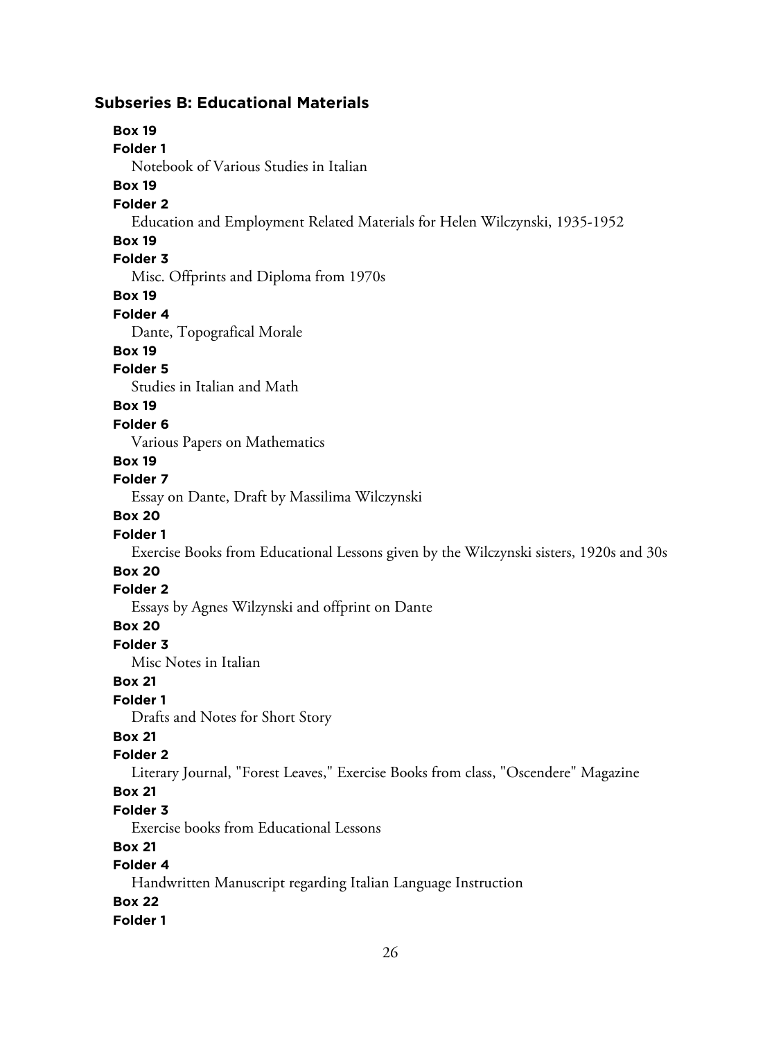## Subseries B: Educational Materials

**Box 19**
**Folder 1**
Notebook of Various Studies in Italian

**Box 19**
**Folder 2**
Education and Employment Related Materials for Helen Wilczynski, 1935-1952

**Box 19**
**Folder 3**
Misc. Offprints and Diploma from 1970s

**Box 19**
**Folder 4**
Dante, Topografical Morale

**Box 19**
**Folder 5**
Studies in Italian and Math

**Box 19**
**Folder 6**
Various Papers on Mathematics

**Box 19**
**Folder 7**
Essay on Dante, Draft by Massilima Wilczynski

**Box 20**
**Folder 1**
Exercise Books from Educational Lessons given by the Wilczynski sisters, 1920s and 30s

**Box 20**
**Folder 2**
Essays by Agnes Wilzynski and offprint on Dante

**Box 20**
**Folder 3**
Misc Notes in Italian

**Box 21**
**Folder 1**
Drafts and Notes for Short Story

**Box 21**
**Folder 2**
Literary Journal, "Forest Leaves," Exercise Books from class, "Oscendere" Magazine

**Box 21**
**Folder 3**
Exercise books from Educational Lessons

**Box 21**
**Folder 4**
Handwritten Manuscript regarding Italian Language Instruction

**Box 22**
**Folder 1**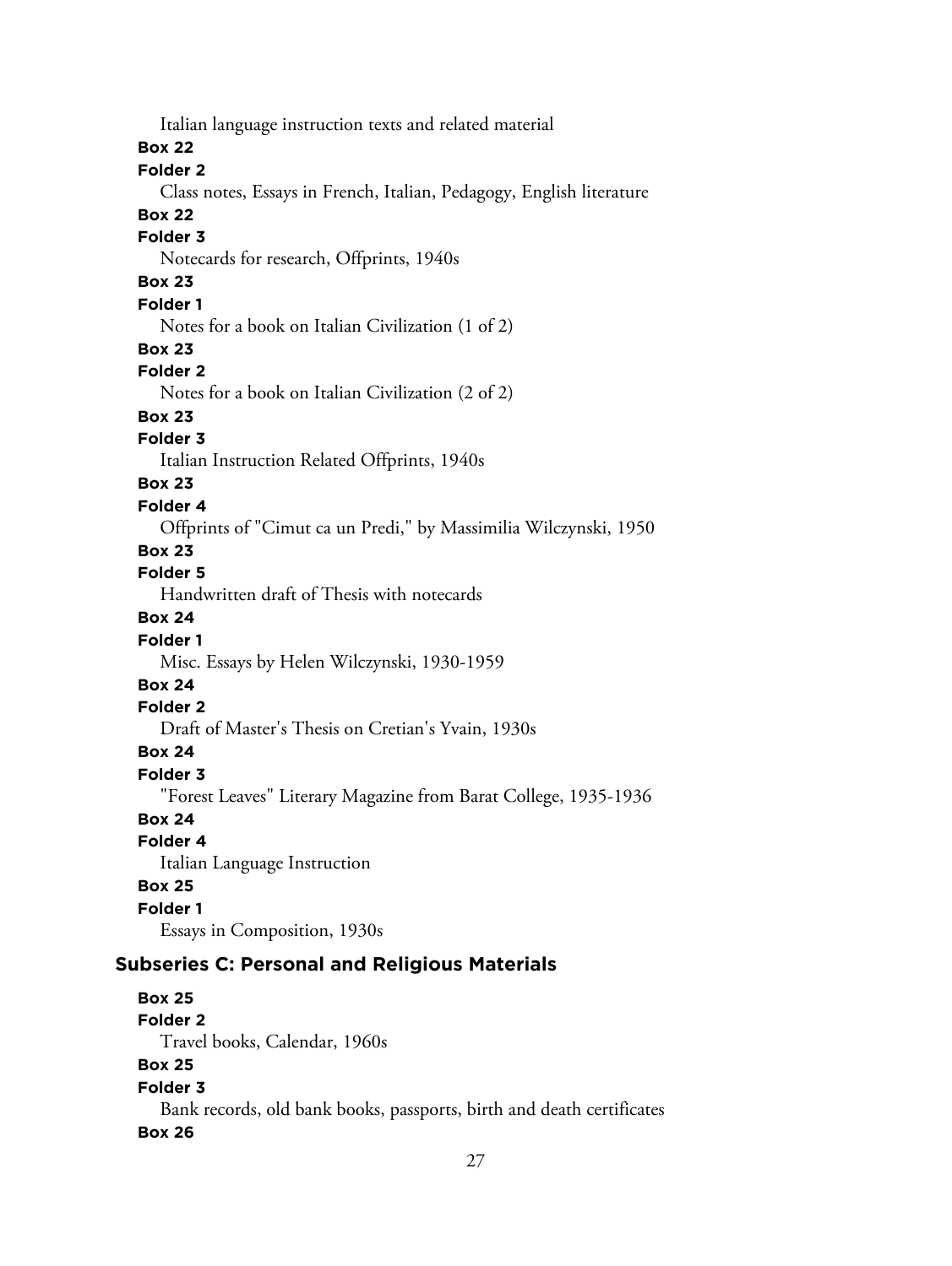Italian language instruction texts and related material

**Box 22**

**Folder 2**

Class notes, Essays in French, Italian, Pedagogy, English literature

**Box 22**

**Folder 3**

Notecards for research, Offprints, 1940s

**Box 23**

**Folder 1**

Notes for a book on Italian Civilization (1 of 2)

**Box 23**

**Folder 2**

Notes for a book on Italian Civilization (2 of 2)

**Box 23**

**Folder 3**

Italian Instruction Related Offprints, 1940s

**Box 23**

**Folder 4**

Offprints of "Cimut ca un Predi," by Massimilia Wilczynski, 1950

**Box 23**

**Folder 5**

Handwritten draft of Thesis with notecards

**Box 24**

**Folder 1**

Misc. Essays by Helen Wilczynski, 1930-1959

**Box 24**

**Folder 2**

Draft of Master's Thesis on Cretian's Yvain, 1930s

**Box 24**

**Folder 3**

"Forest Leaves" Literary Magazine from Barat College, 1935-1936

**Box 24**

**Folder 4**

Italian Language Instruction

**Box 25**

**Folder 1**

Essays in Composition, 1930s

### Subseries C: Personal and Religious Materials

**Box 25**

**Folder 2**

Travel books, Calendar, 1960s

**Box 25**

**Folder 3**

Bank records, old bank books, passports, birth and death certificates

**Box 26**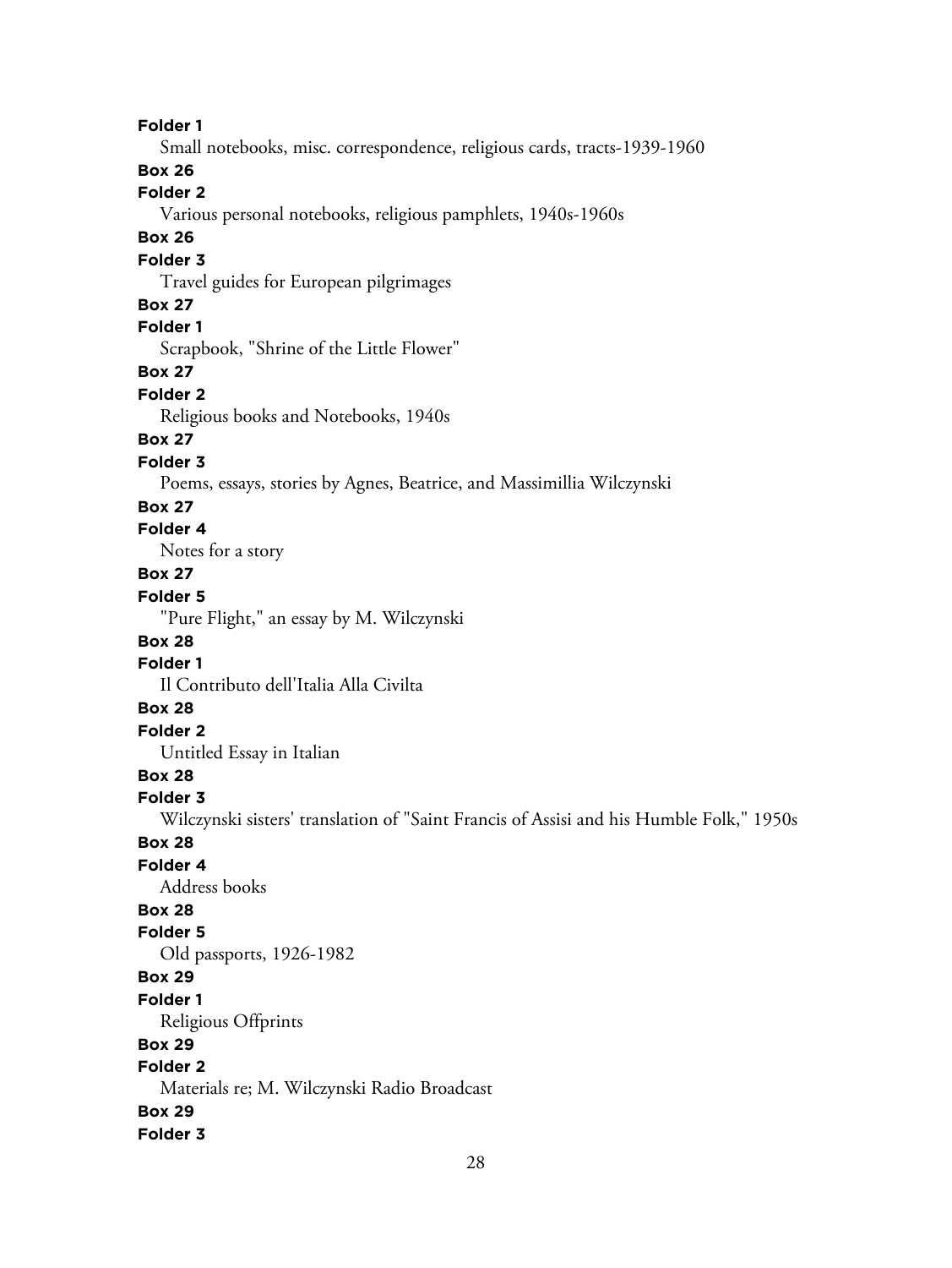**Folder 1**

Small notebooks, misc. correspondence, religious cards, tracts-1939-1960

**Box 26**

**Folder 2**

Various personal notebooks, religious pamphlets, 1940s-1960s

**Box 26**

**Folder 3**

Travel guides for European pilgrimages

**Box 27**

**Folder 1**

Scrapbook, "Shrine of the Little Flower"

**Box 27**

**Folder 2**

Religious books and Notebooks, 1940s

**Box 27**

**Folder 3**

Poems, essays, stories by Agnes, Beatrice, and Massimillia Wilczynski

**Box 27**

**Folder 4**

Notes for a story

**Box 27**

**Folder 5**

"Pure Flight," an essay by M. Wilczynski

**Box 28**

**Folder 1**

Il Contributo dell'Italia Alla Civilta

**Box 28**

**Folder 2**

Untitled Essay in Italian

**Box 28**

**Folder 3**

Wilczynski sisters' translation of "Saint Francis of Assisi and his Humble Folk," 1950s

**Box 28**

**Folder 4**

Address books

**Box 28**

**Folder 5**

Old passports, 1926-1982

**Box 29**

**Folder 1**

Religious Offprints

**Box 29**

**Folder 2**

Materials re; M. Wilczynski Radio Broadcast

**Box 29**

**Folder 3**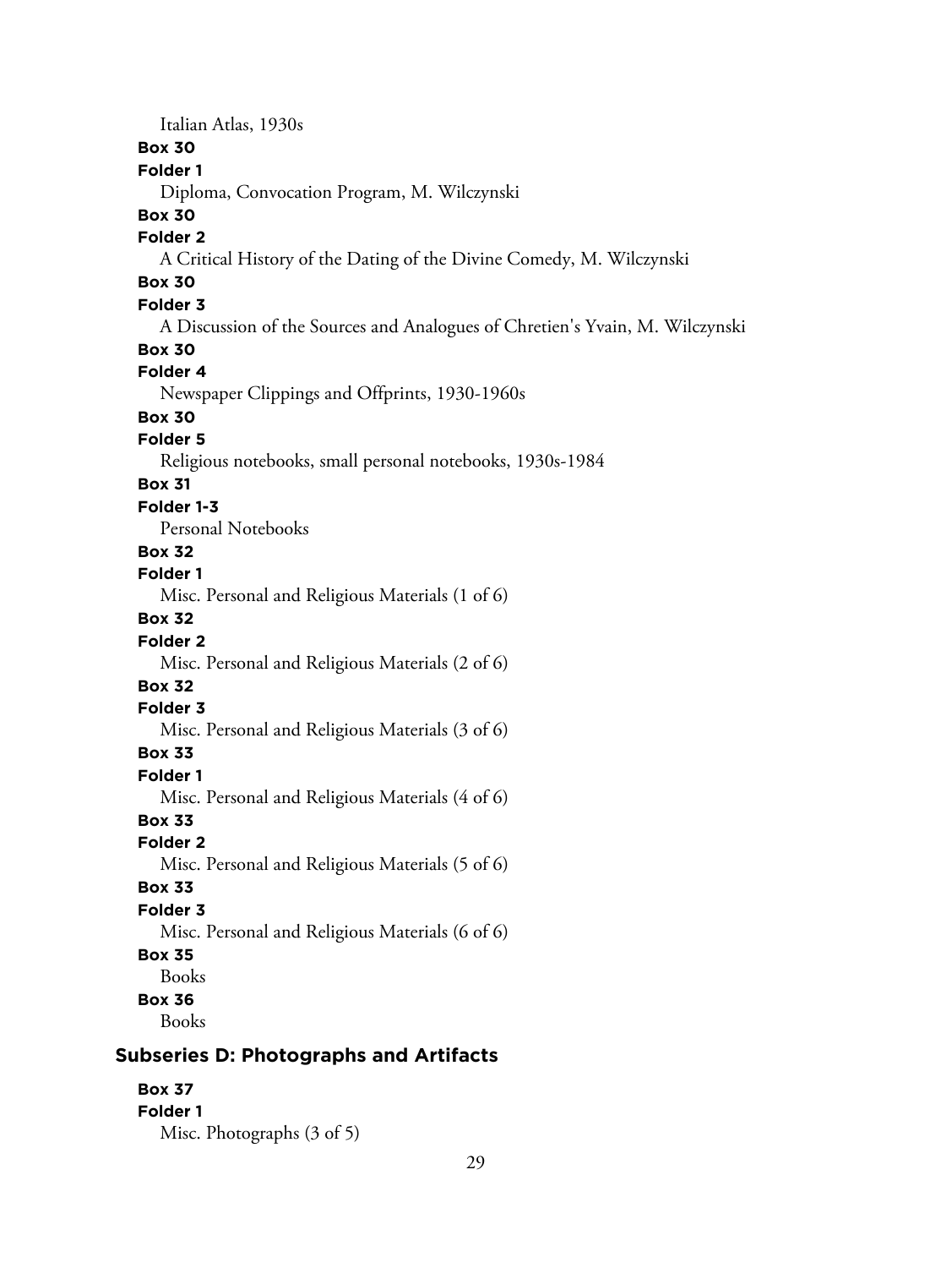Italian Atlas, 1930s

**Box 30**

**Folder 1**

Diploma, Convocation Program, M. Wilczynski

**Box 30**

**Folder 2**

A Critical History of the Dating of the Divine Comedy, M. Wilczynski

**Box 30**

**Folder 3**

A Discussion of the Sources and Analogues of Chretien's Yvain, M. Wilczynski

**Box 30**

**Folder 4**

Newspaper Clippings and Offprints, 1930-1960s

**Box 30**

**Folder 5**

Religious notebooks, small personal notebooks, 1930s-1984

**Box 31**

**Folder 1-3**

Personal Notebooks

**Box 32**

**Folder 1**

Misc. Personal and Religious Materials (1 of 6)

**Box 32**

**Folder 2**

Misc. Personal and Religious Materials (2 of 6)

**Box 32**

**Folder 3**

Misc. Personal and Religious Materials (3 of 6)

**Box 33**

**Folder 1**

Misc. Personal and Religious Materials (4 of 6)

**Box 33**

**Folder 2**

Misc. Personal and Religious Materials (5 of 6)

**Box 33**

**Folder 3**

Misc. Personal and Religious Materials (6 of 6)

**Box 35**

Books

**Box 36**

Books

## Subseries D: Photographs and Artifacts

**Box 37**

**Folder 1**

Misc. Photographs (3 of 5)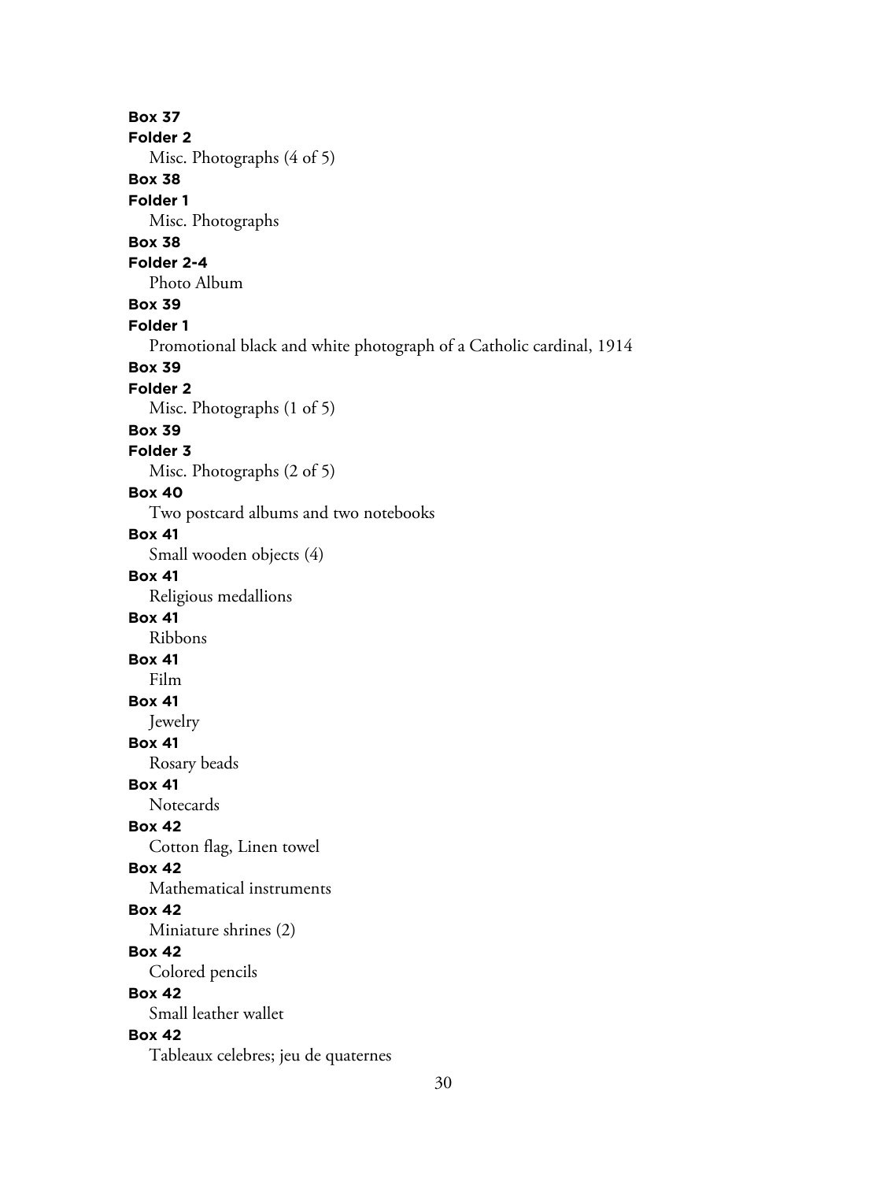**Box 37**
**Folder 2**
Misc. Photographs (4 of 5)
**Box 38**
**Folder 1**
Misc. Photographs
**Box 38**
**Folder 2-4**
Photo Album
**Box 39**
**Folder 1**
Promotional black and white photograph of a Catholic cardinal, 1914
**Box 39**
**Folder 2**
Misc. Photographs (1 of 5)
**Box 39**
**Folder 3**
Misc. Photographs (2 of 5)
**Box 40**
Two postcard albums and two notebooks
**Box 41**
Small wooden objects (4)
**Box 41**
Religious medallions
**Box 41**
Ribbons
**Box 41**
Film
**Box 41**
Jewelry
**Box 41**
Rosary beads
**Box 41**
Notecards
**Box 42**
Cotton flag, Linen towel
**Box 42**
Mathematical instruments
**Box 42**
Miniature shrines (2)
**Box 42**
Colored pencils
**Box 42**
Small leather wallet
**Box 42**
Tableaux celebres; jeu de quaternes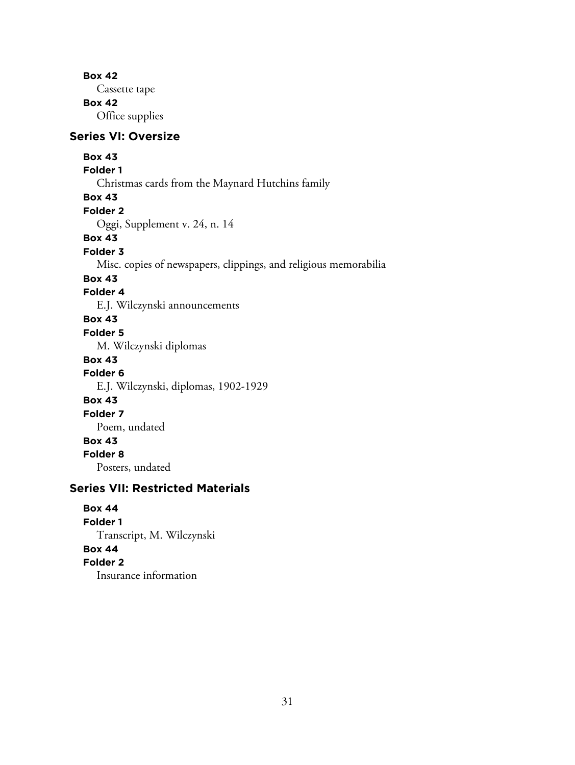**Box 42**

Cassette tape

**Box 42**

Office supplies

## Series VI: Oversize

**Box 43**

**Folder 1**

Christmas cards from the Maynard Hutchins family

**Box 43**

**Folder 2**

Oggi, Supplement v. 24, n. 14

**Box 43**

**Folder 3**

Misc. copies of newspapers, clippings, and religious memorabilia

**Box 43**

**Folder 4**

E.J. Wilczynski announcements

**Box 43**

**Folder 5**

M. Wilczynski diplomas

**Box 43**

**Folder 6**

E.J. Wilczynski, diplomas, 1902-1929

**Box 43**

**Folder 7**

Poem, undated

**Box 43**

**Folder 8**

Posters, undated

## Series VII: Restricted Materials

**Box 44**

**Folder 1**

Transcript, M. Wilczynski

**Box 44**

**Folder 2**

Insurance information